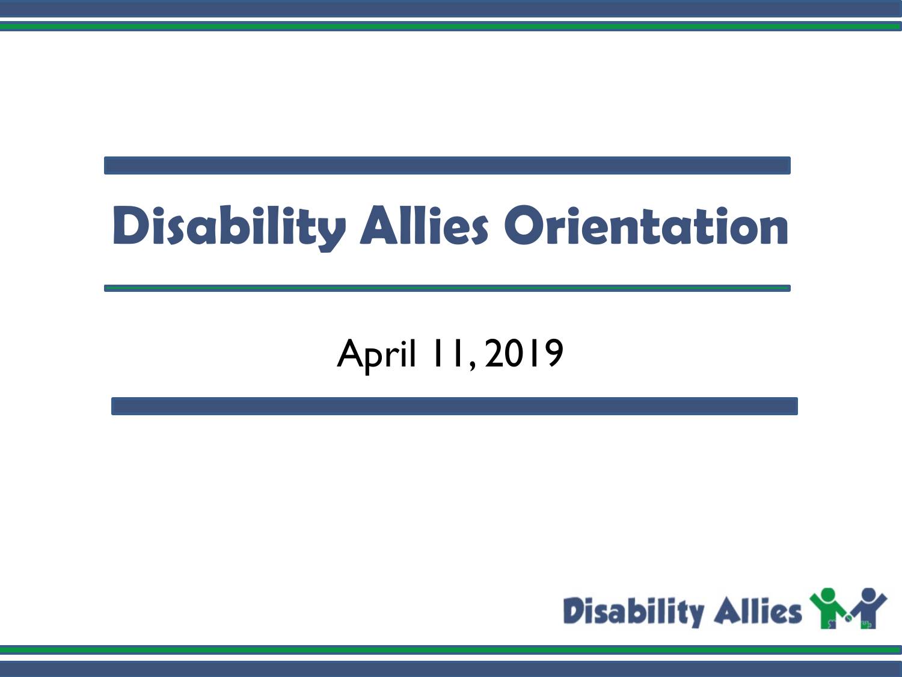# Disability Allies Orientation

April 11, 2019

Disability Allies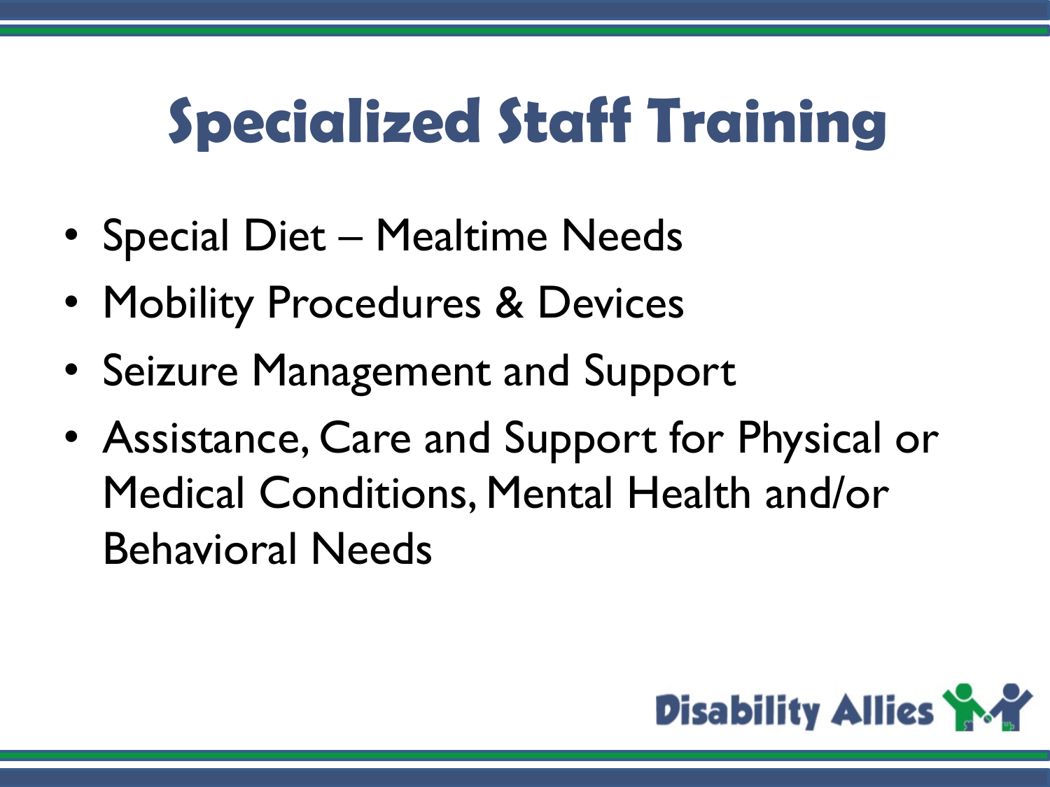# Specialized Staff Training

- Special Diet – Mealtime Needs
- Mobility Procedures & Devices
- Seizure Management and Support
- Assistance, Care and Support for Physical or Medical Conditions, Mental Health and/or Behavioral Needs

Disability Allies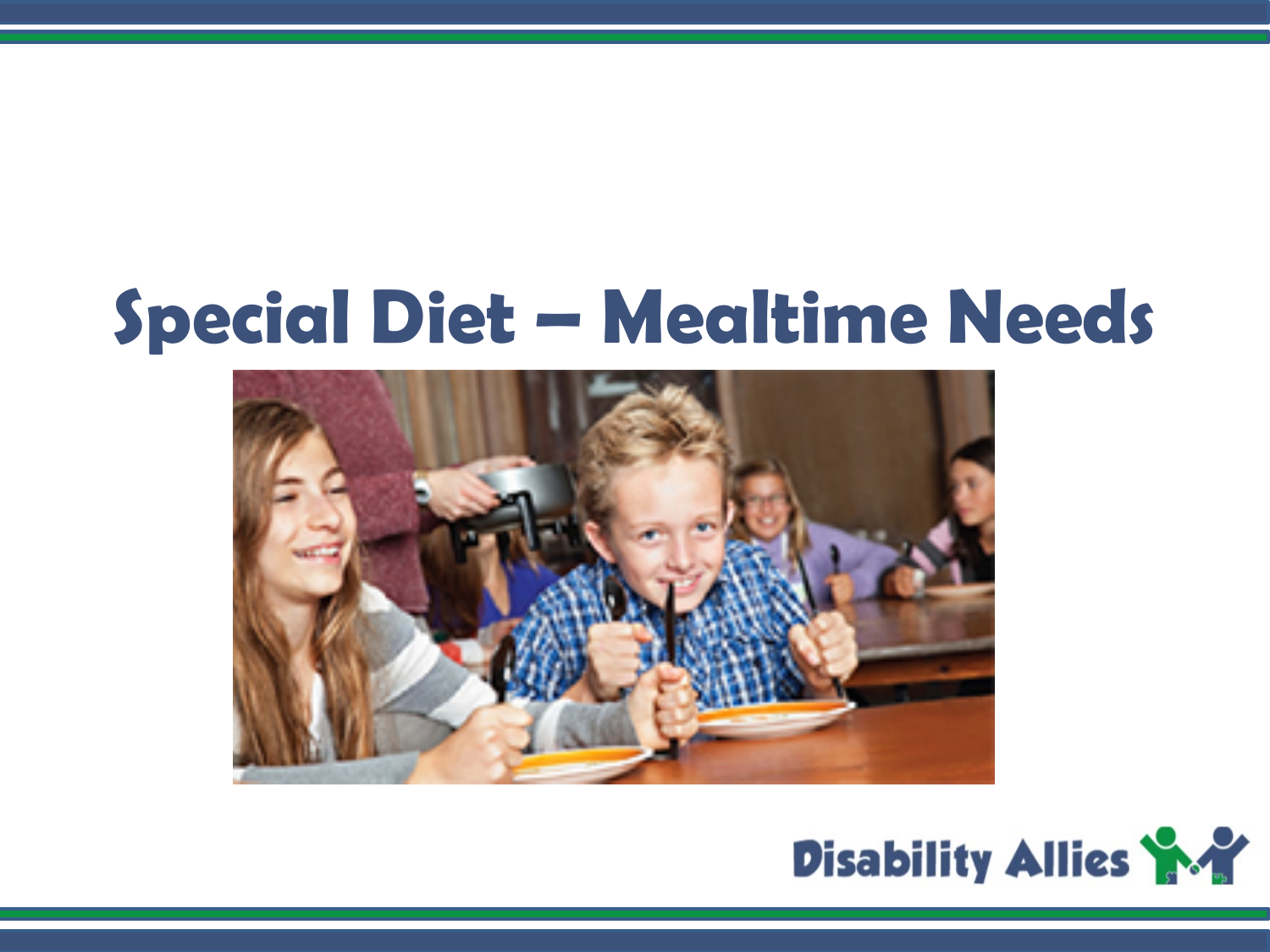# Special Diet – Mealtime Needs

Disability Allies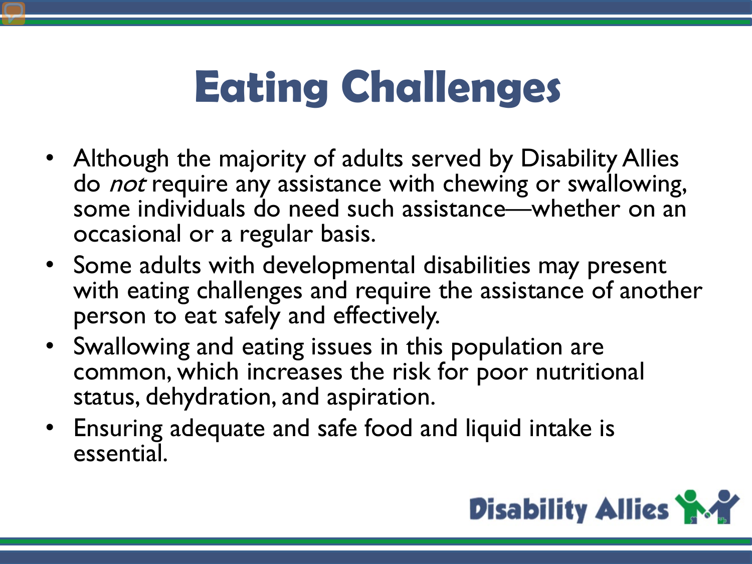# Eating Challenges

- Although the majority of adults served by Disability Allies do *not* require any assistance with chewing or swallowing, some individuals do need such assistance—whether on an occasional or a regular basis.
- Some adults with developmental disabilities may present with eating challenges and require the assistance of another person to eat safely and effectively.
- Swallowing and eating issues in this population are common, which increases the risk for poor nutritional status, dehydration, and aspiration.
- Ensuring adequate and safe food and liquid intake is essential.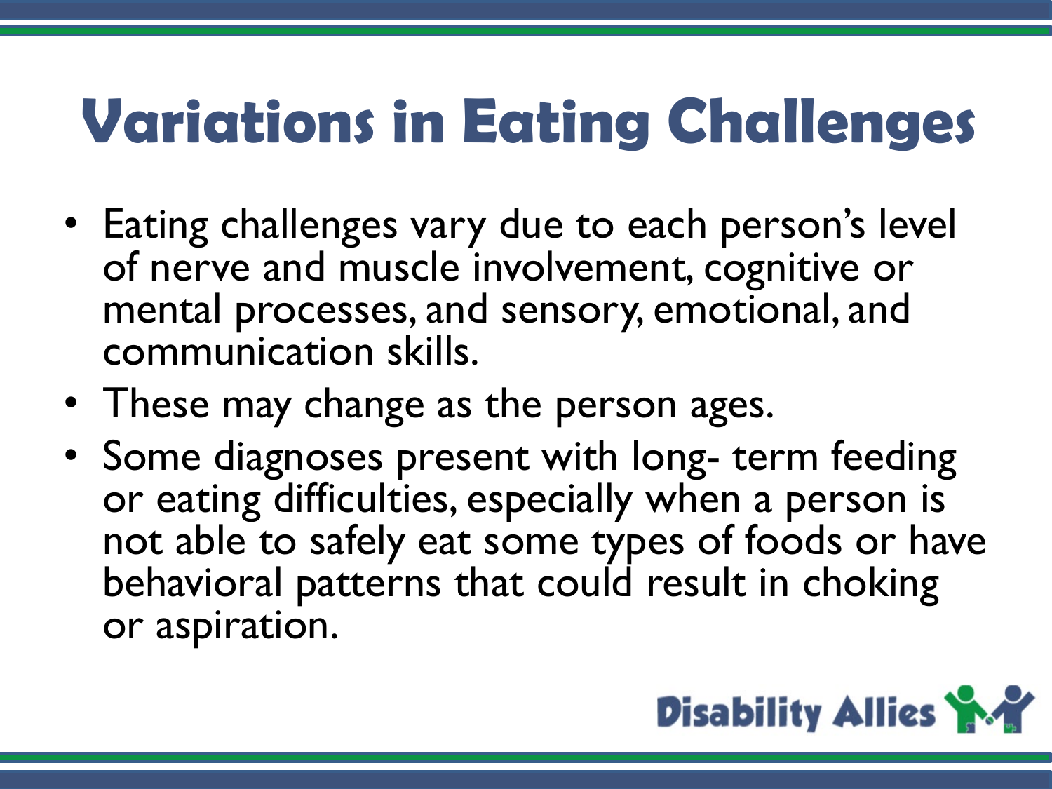# Variations in Eating Challenges

- Eating challenges vary due to each person's level of nerve and muscle involvement, cognitive or mental processes, and sensory, emotional, and communication skills.
- These may change as the person ages.
- Some diagnoses present with long- term feeding or eating difficulties, especially when a person is not able to safely eat some types of foods or have behavioral patterns that could result in choking or aspiration.

Disability Allies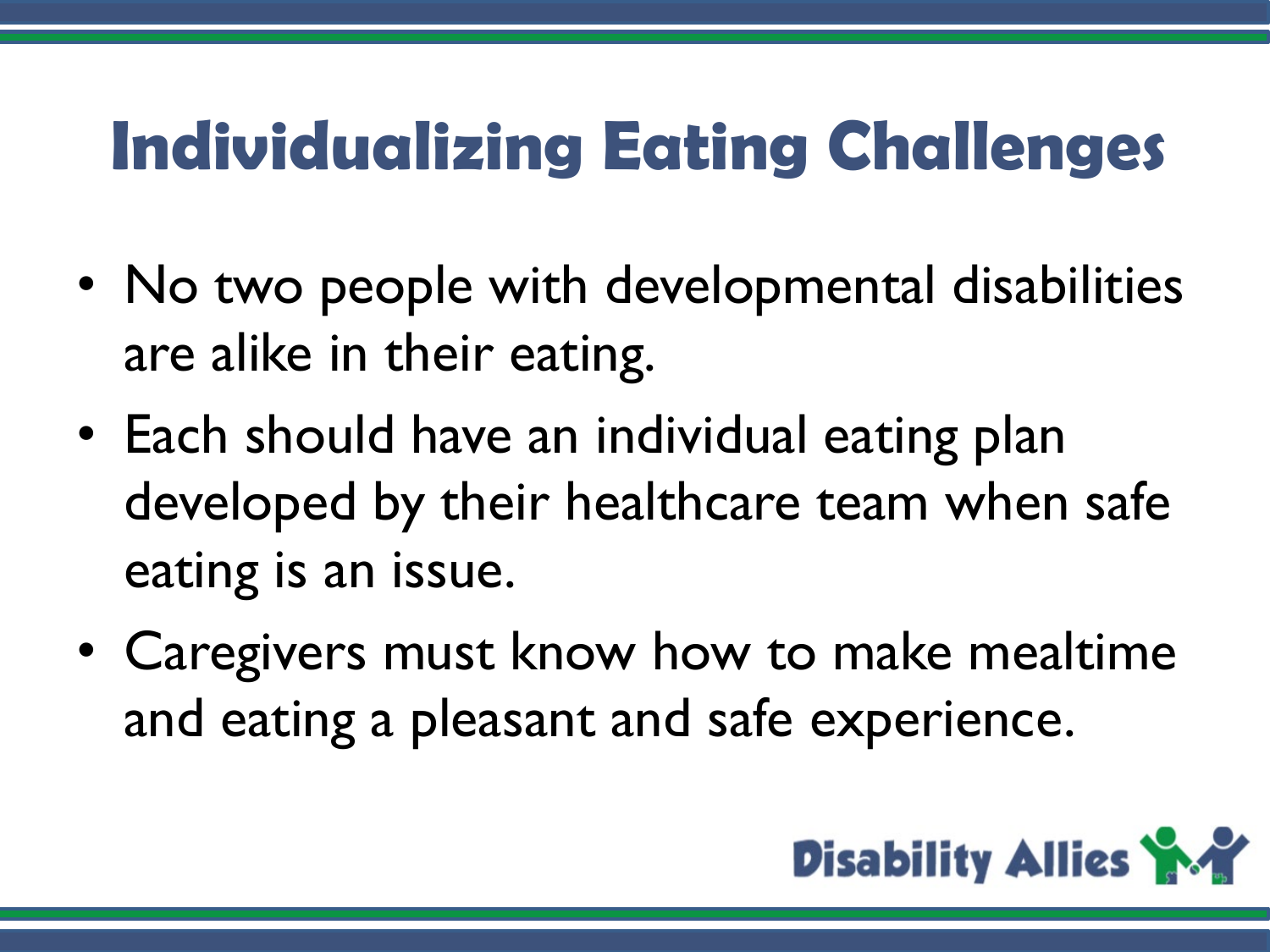# Individualizing Eating Challenges

- No two people with developmental disabilities are alike in their eating.
- Each should have an individual eating plan developed by their healthcare team when safe eating is an issue.
- Caregivers must know how to make mealtime and eating a pleasant and safe experience.

Disability Allies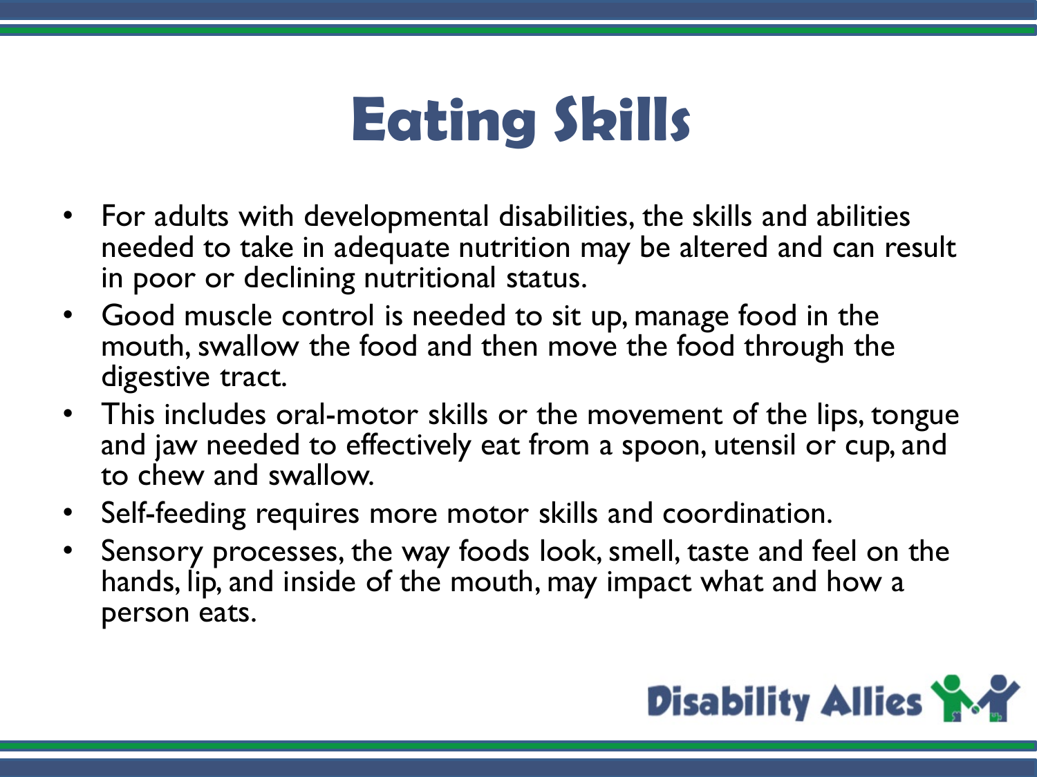# Eating Skills

- For adults with developmental disabilities, the skills and abilities needed to take in adequate nutrition may be altered and can result in poor or declining nutritional status.
- Good muscle control is needed to sit up, manage food in the mouth, swallow the food and then move the food through the digestive tract.
- This includes oral-motor skills or the movement of the lips, tongue and jaw needed to effectively eat from a spoon, utensil or cup, and to chew and swallow.
- Self-feeding requires more motor skills and coordination.
- Sensory processes, the way foods look, smell, taste and feel on the hands, lip, and inside of the mouth, may impact what and how a person eats.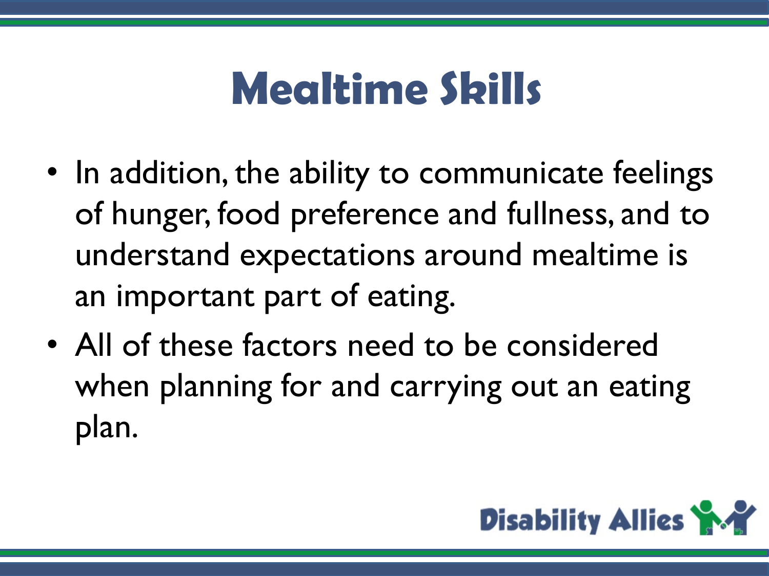# Mealtime Skills

- In addition, the ability to communicate feelings of hunger, food preference and fullness, and to understand expectations around mealtime is an important part of eating.
- All of these factors need to be considered when planning for and carrying out an eating plan.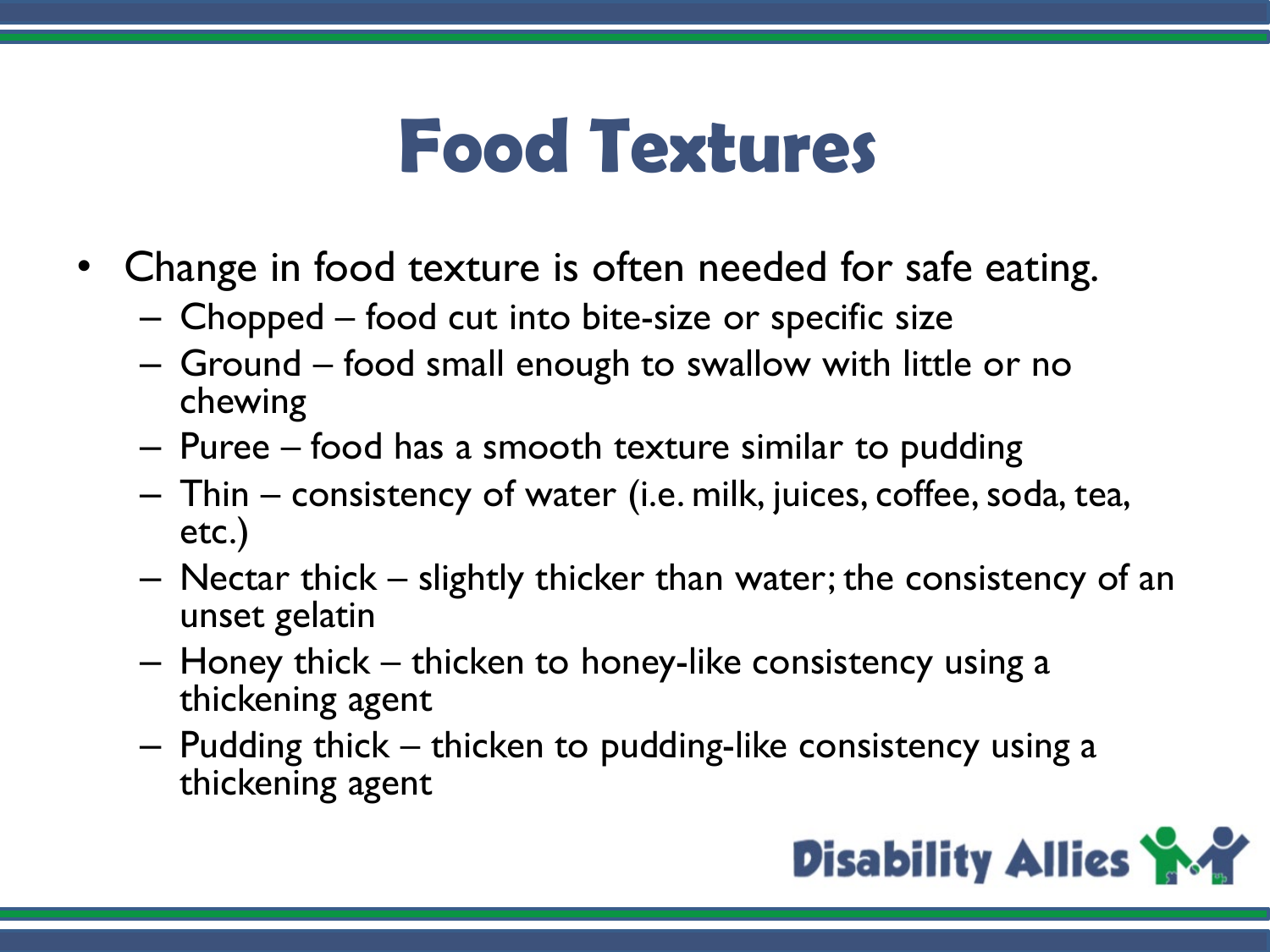# Food Textures

- Change in food texture is often needed for safe eating.
  - Chopped – food cut into bite-size or specific size
  - Ground – food small enough to swallow with little or no chewing
  - Puree – food has a smooth texture similar to pudding
  - Thin – consistency of water (i.e. milk, juices, coffee, soda, tea, etc.)
  - Nectar thick – slightly thicker than water; the consistency of an unset gelatin
  - Honey thick – thicken to honey-like consistency using a thickening agent
  - Pudding thick – thicken to pudding-like consistency using a thickening agent

Disability Allies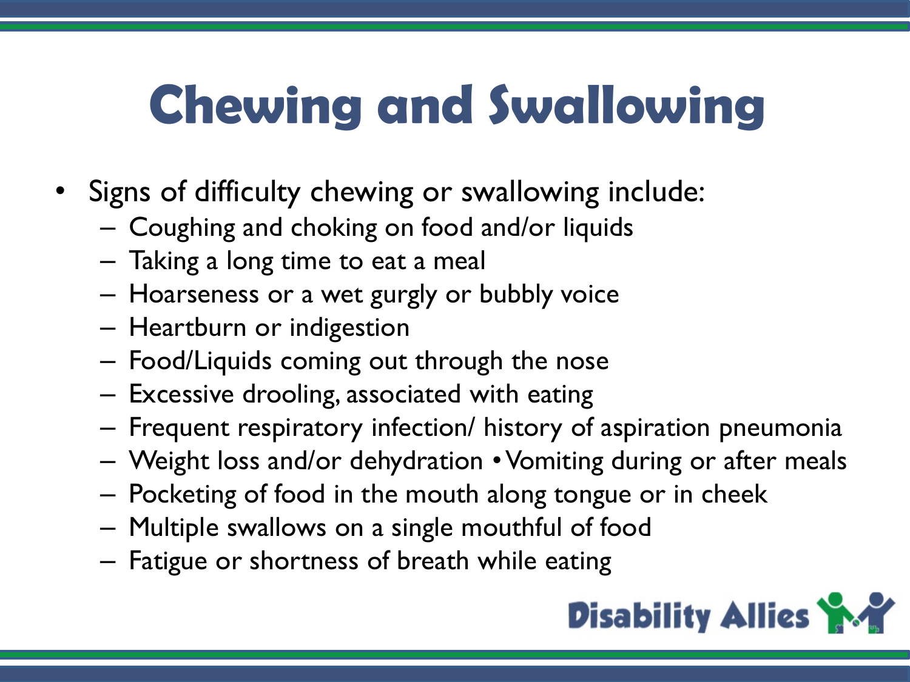# Chewing and Swallowing

- Signs of difficulty chewing or swallowing include:
  - Coughing and choking on food and/or liquids
  - Taking a long time to eat a meal
  - Hoarseness or a wet gurgly or bubbly voice
  - Heartburn or indigestion
  - Food/Liquids coming out through the nose
  - Excessive drooling, associated with eating
  - Frequent respiratory infection/ history of aspiration pneumonia
  - Weight loss and/or dehydration • Vomiting during or after meals
  - Pocketing of food in the mouth along tongue or in cheek
  - Multiple swallows on a single mouthful of food
  - Fatigue or shortness of breath while eating

Disability Allies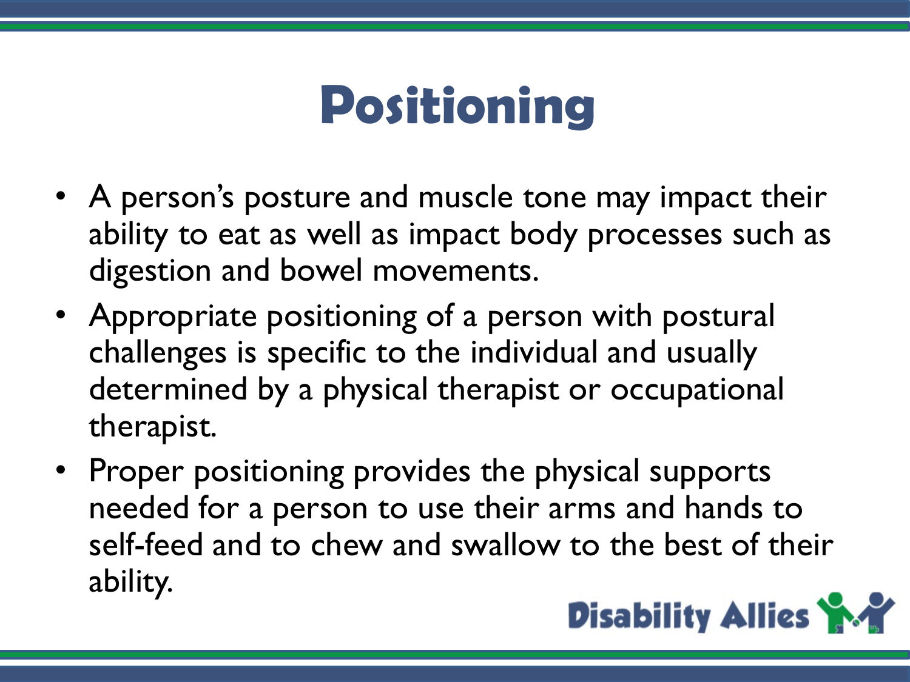# Positioning

- A person's posture and muscle tone may impact their ability to eat as well as impact body processes such as digestion and bowel movements.
- Appropriate positioning of a person with postural challenges is specific to the individual and usually determined by a physical therapist or occupational therapist.
- Proper positioning provides the physical supports needed for a person to use their arms and hands to self-feed and to chew and swallow to the best of their ability.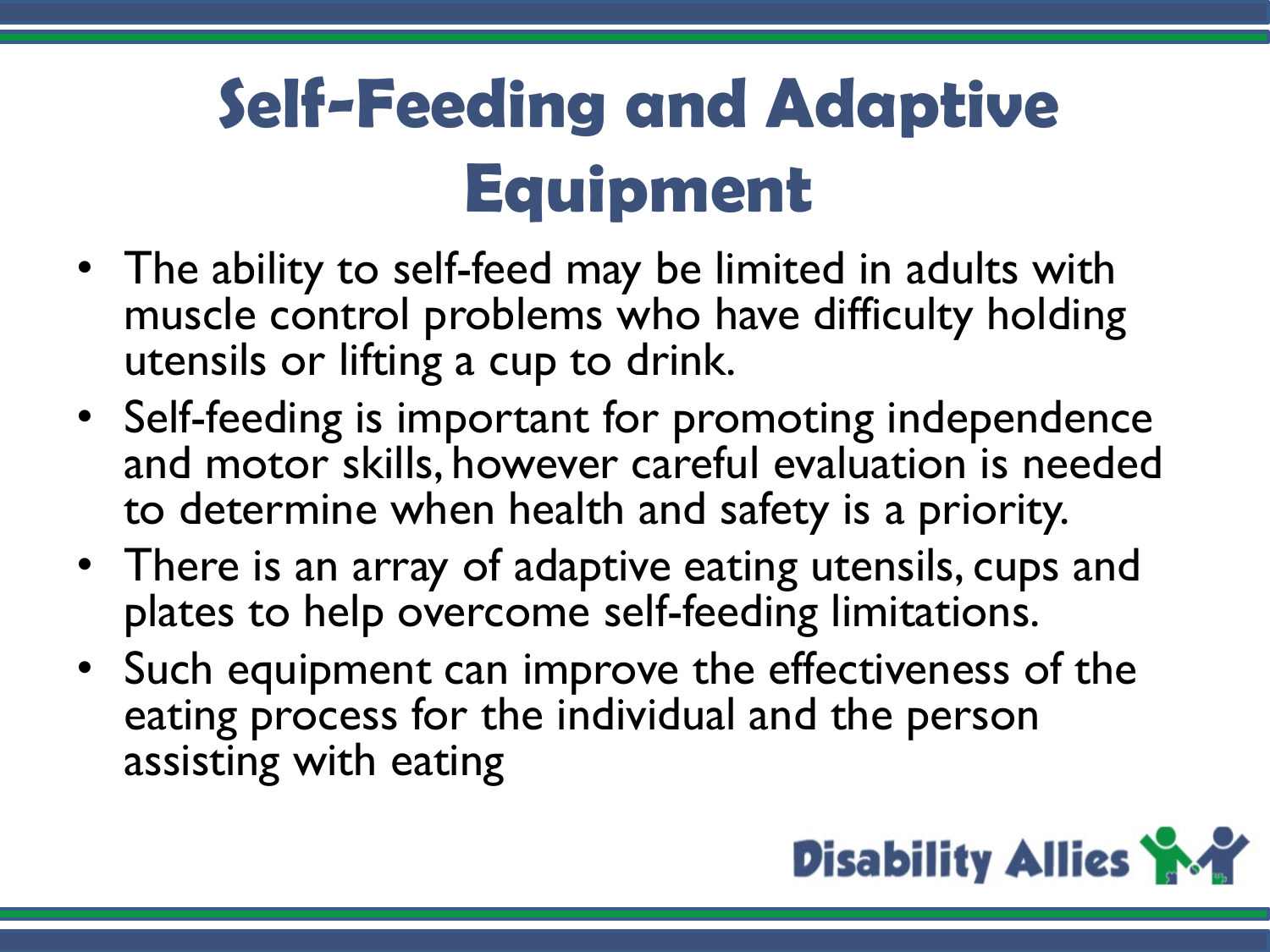# Self-Feeding and Adaptive Equipment

- The ability to self-feed may be limited in adults with muscle control problems who have difficulty holding utensils or lifting a cup to drink.
- Self-feeding is important for promoting independence and motor skills, however careful evaluation is needed to determine when health and safety is a priority.
- There is an array of adaptive eating utensils, cups and plates to help overcome self-feeding limitations.
- Such equipment can improve the effectiveness of the eating process for the individual and the person assisting with eating

Disability Allies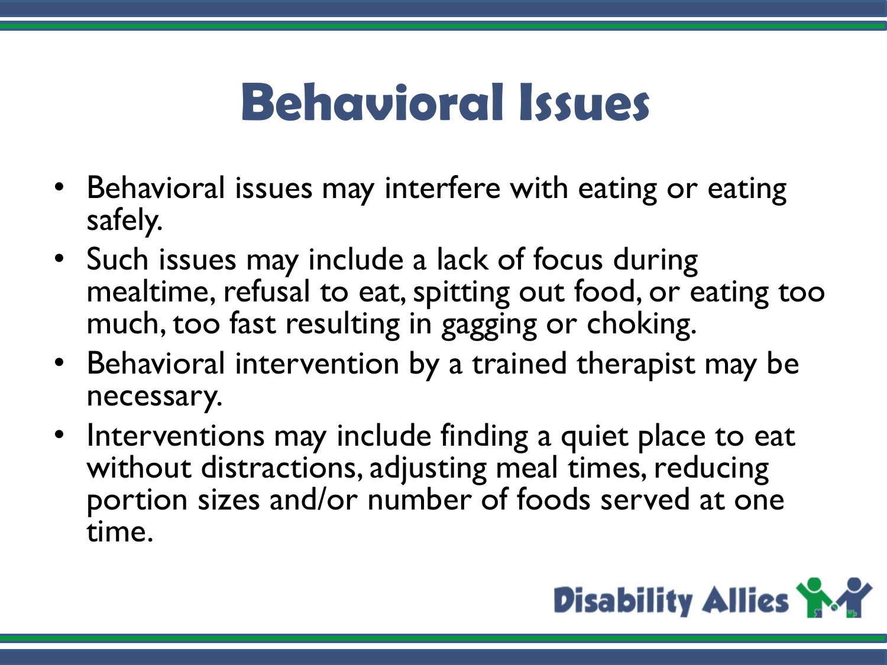# Behavioral Issues

- Behavioral issues may interfere with eating or eating safely.
- Such issues may include a lack of focus during mealtime, refusal to eat, spitting out food, or eating too much, too fast resulting in gagging or choking.
- Behavioral intervention by a trained therapist may be necessary.
- Interventions may include finding a quiet place to eat without distractions, adjusting meal times, reducing portion sizes and/or number of foods served at one time.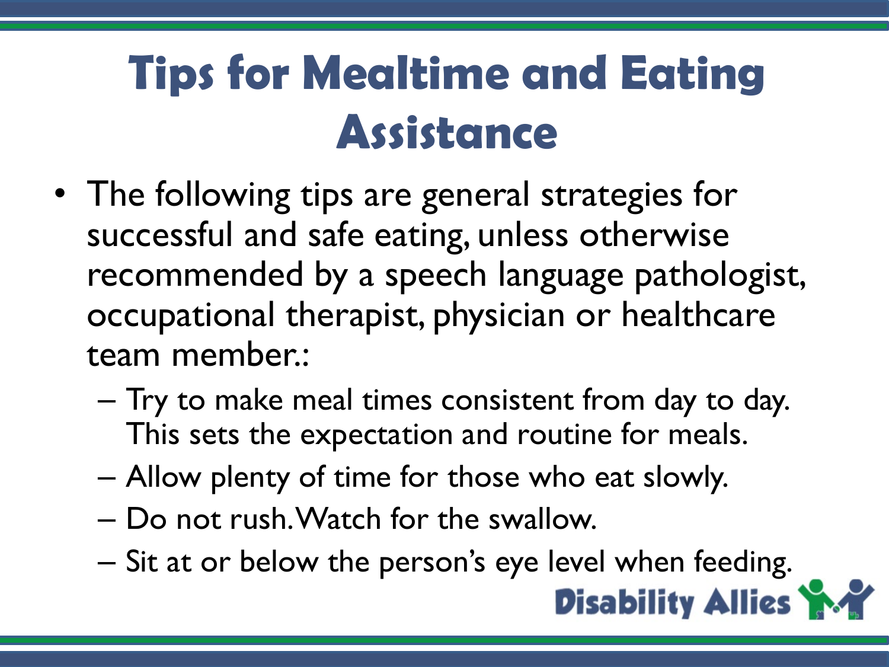# Tips for Mealtime and Eating Assistance

- The following tips are general strategies for successful and safe eating, unless otherwise recommended by a speech language pathologist, occupational therapist, physician or healthcare team member.:
  - Try to make meal times consistent from day to day. This sets the expectation and routine for meals.
  - Allow plenty of time for those who eat slowly.
  - Do not rush. Watch for the swallow.
  - Sit at or below the person's eye level when feeding.

Disability Allies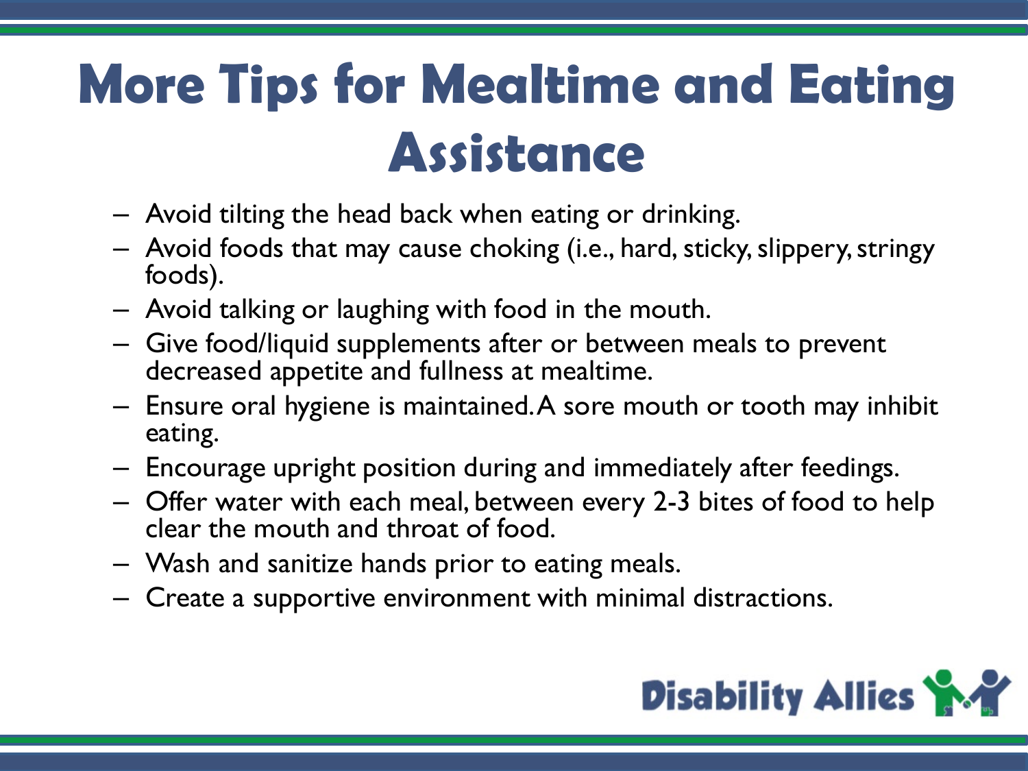# More Tips for Mealtime and Eating Assistance

- Avoid tilting the head back when eating or drinking.
- Avoid foods that may cause choking (i.e., hard, sticky, slippery, stringy foods).
- Avoid talking or laughing with food in the mouth.
- Give food/liquid supplements after or between meals to prevent decreased appetite and fullness at mealtime.
- Ensure oral hygiene is maintained. A sore mouth or tooth may inhibit eating.
- Encourage upright position during and immediately after feedings.
- Offer water with each meal, between every 2-3 bites of food to help clear the mouth and throat of food.
- Wash and sanitize hands prior to eating meals.
- Create a supportive environment with minimal distractions.

Disability Allies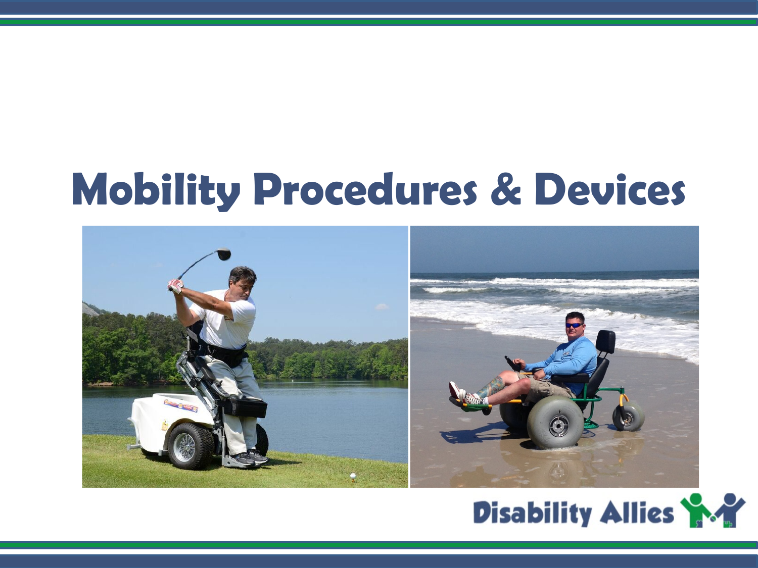# Mobility Procedures & Devices

Disability Allies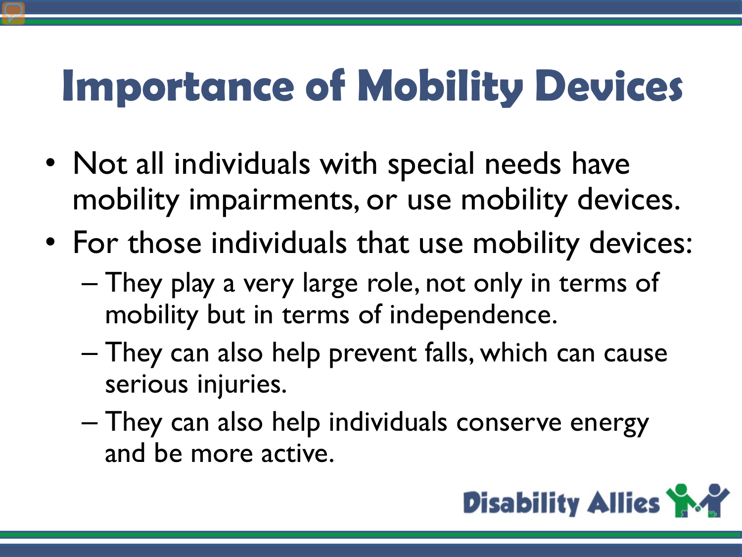# Importance of Mobility Devices

- Not all individuals with special needs have mobility impairments, or use mobility devices.
- For those individuals that use mobility devices:
  - They play a very large role, not only in terms of mobility but in terms of independence.
  - They can also help prevent falls, which can cause serious injuries.
  - They can also help individuals conserve energy and be more active.

Disability Allies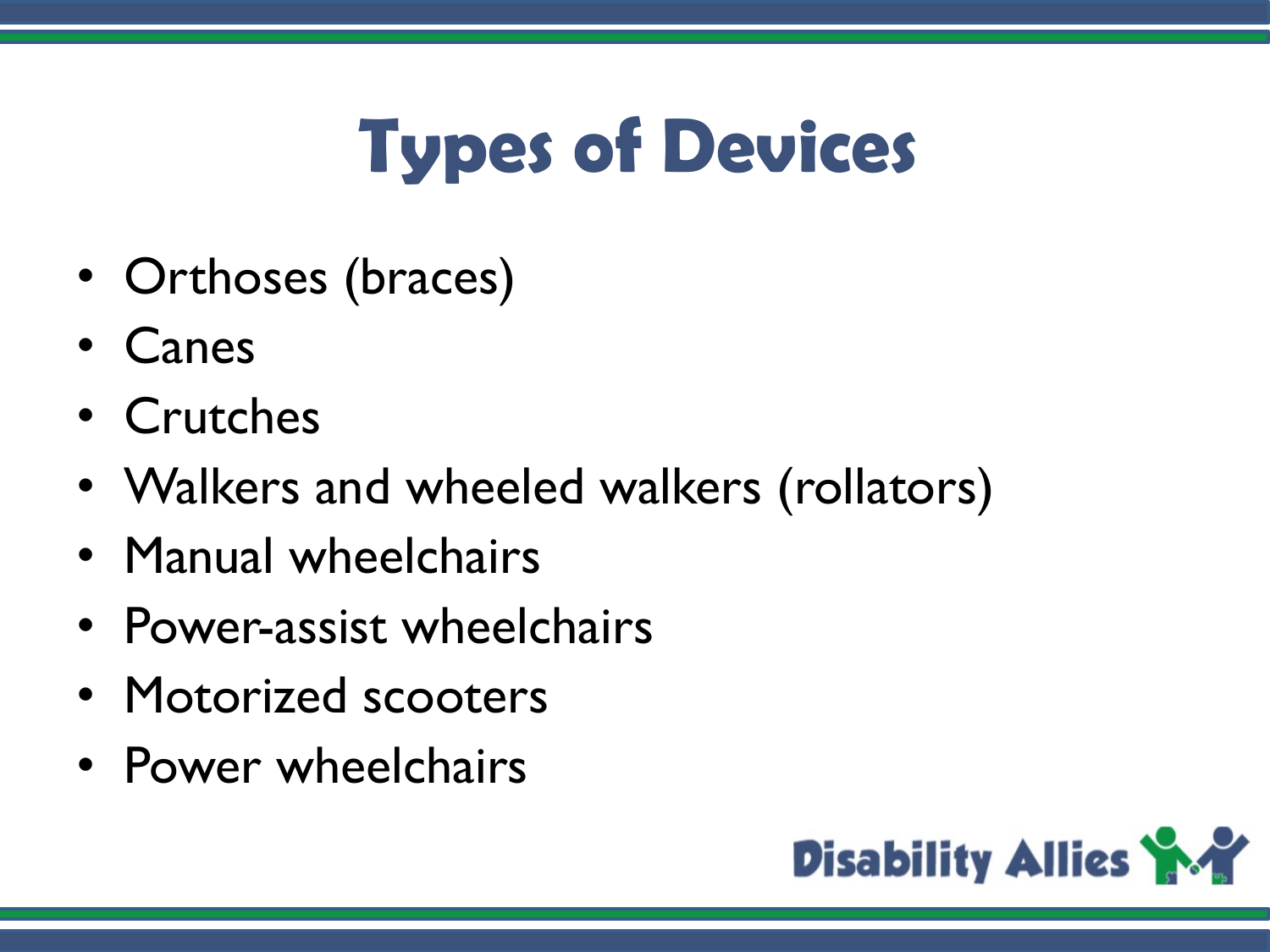# Types of Devices

- Orthoses (braces)
- Canes
- Crutches
- Walkers and wheeled walkers (rollators)
- Manual wheelchairs
- Power-assist wheelchairs
- Motorized scooters
- Power wheelchairs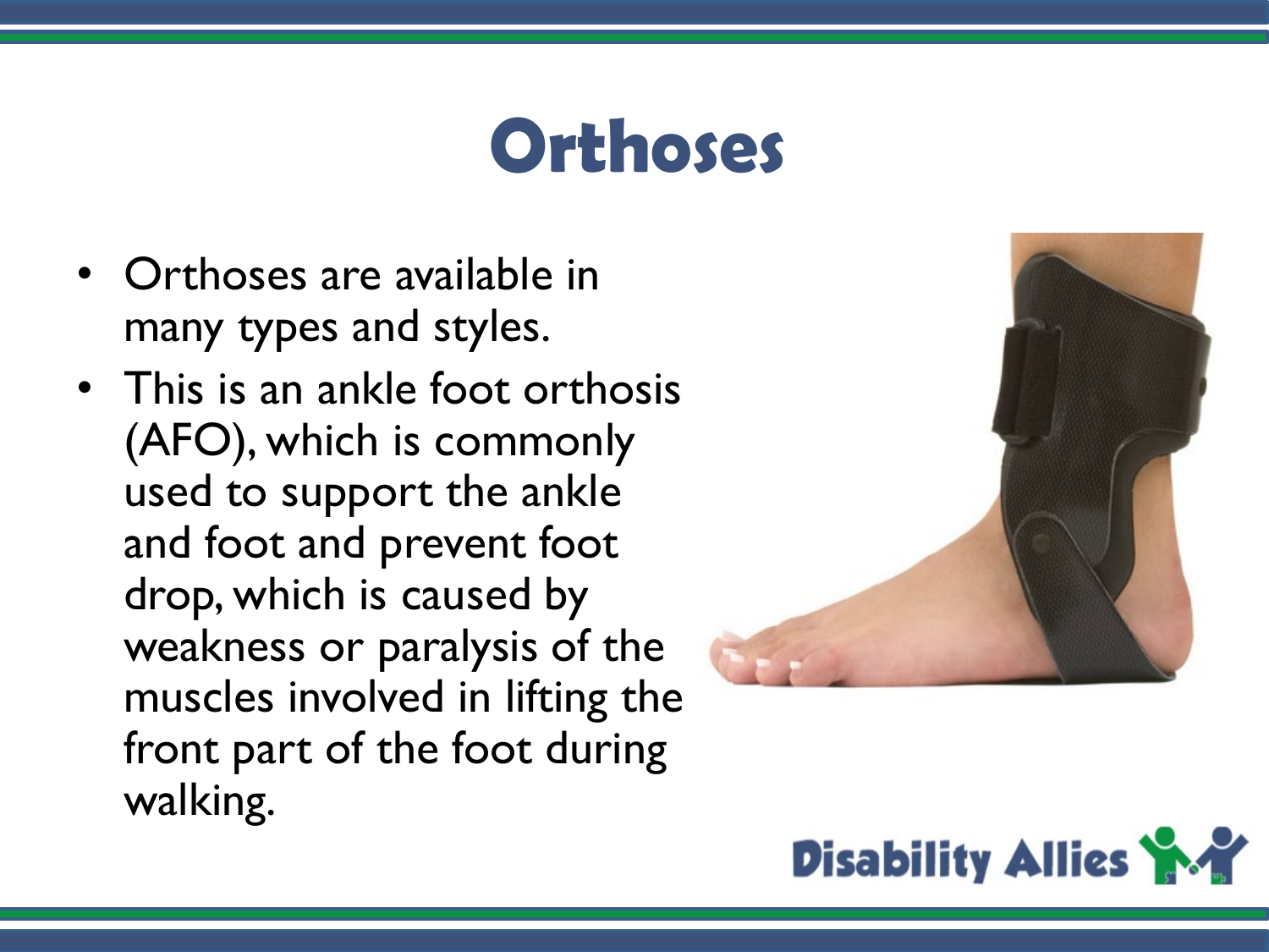# Orthoses

- Orthoses are available in many types and styles.
- This is an ankle foot orthosis (AFO), which is commonly used to support the ankle and foot and prevent foot drop, which is caused by weakness or paralysis of the muscles involved in lifting the front part of the foot during walking.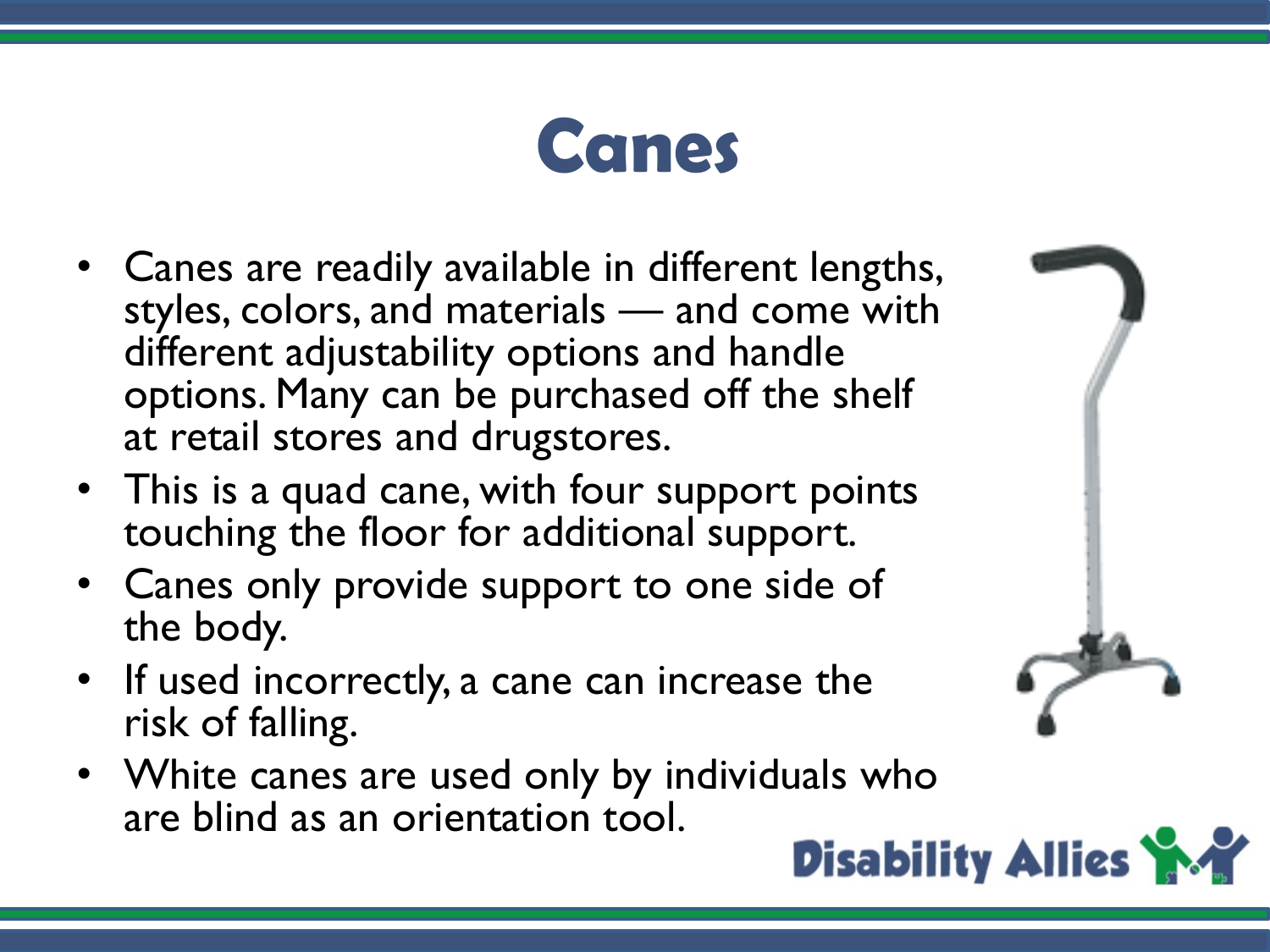# Canes

- Canes are readily available in different lengths, styles, colors, and materials — and come with different adjustability options and handle options. Many can be purchased off the shelf at retail stores and drugstores.
- This is a quad cane, with four support points touching the floor for additional support.
- Canes only provide support to one side of the body.
- If used incorrectly, a cane can increase the risk of falling.
- White canes are used only by individuals who are blind as an orientation tool.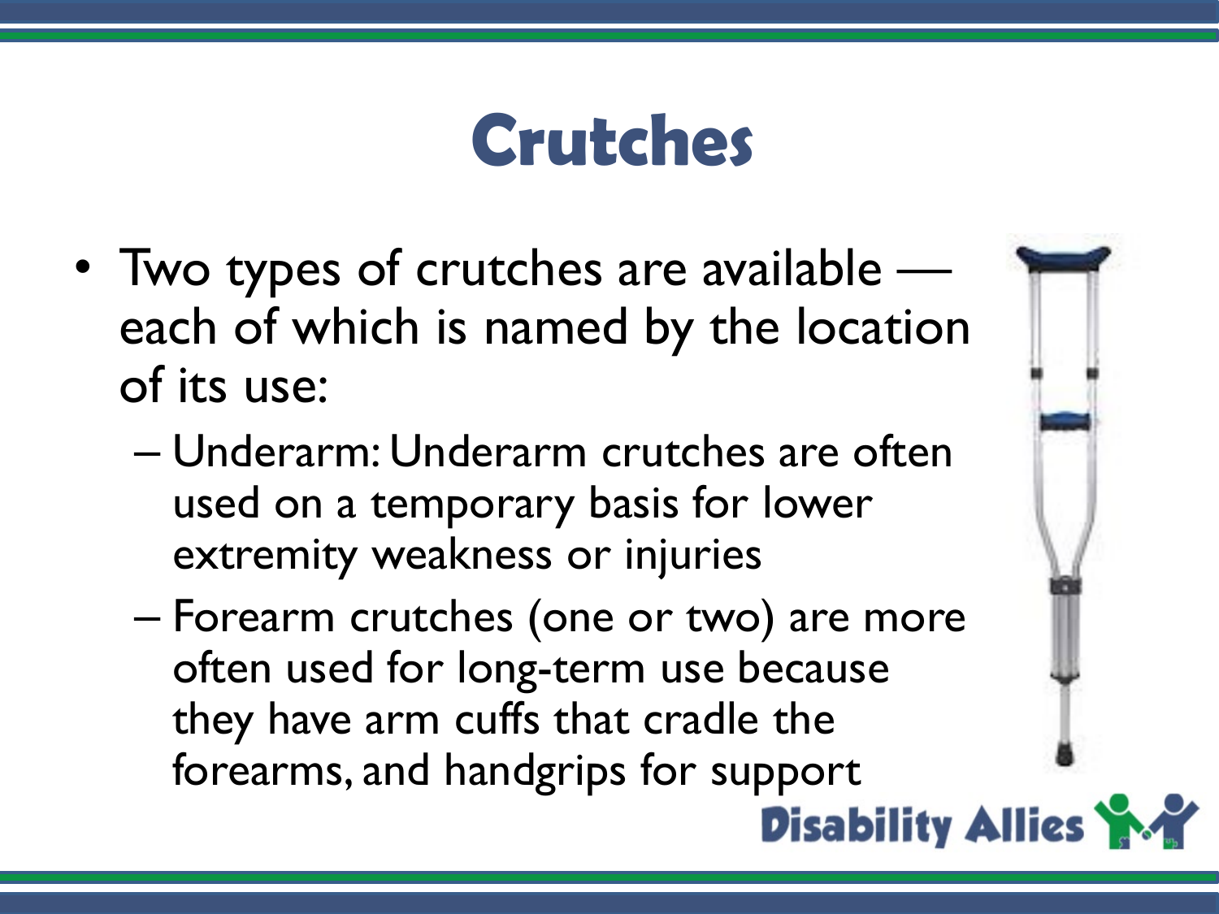# Crutches

- Two types of crutches are available — each of which is named by the location of its use:
  - Underarm: Underarm crutches are often used on a temporary basis for lower extremity weakness or injuries
  - Forearm crutches (one or two) are more often used for long-term use because they have arm cuffs that cradle the forearms, and handgrips for support

Disability Allies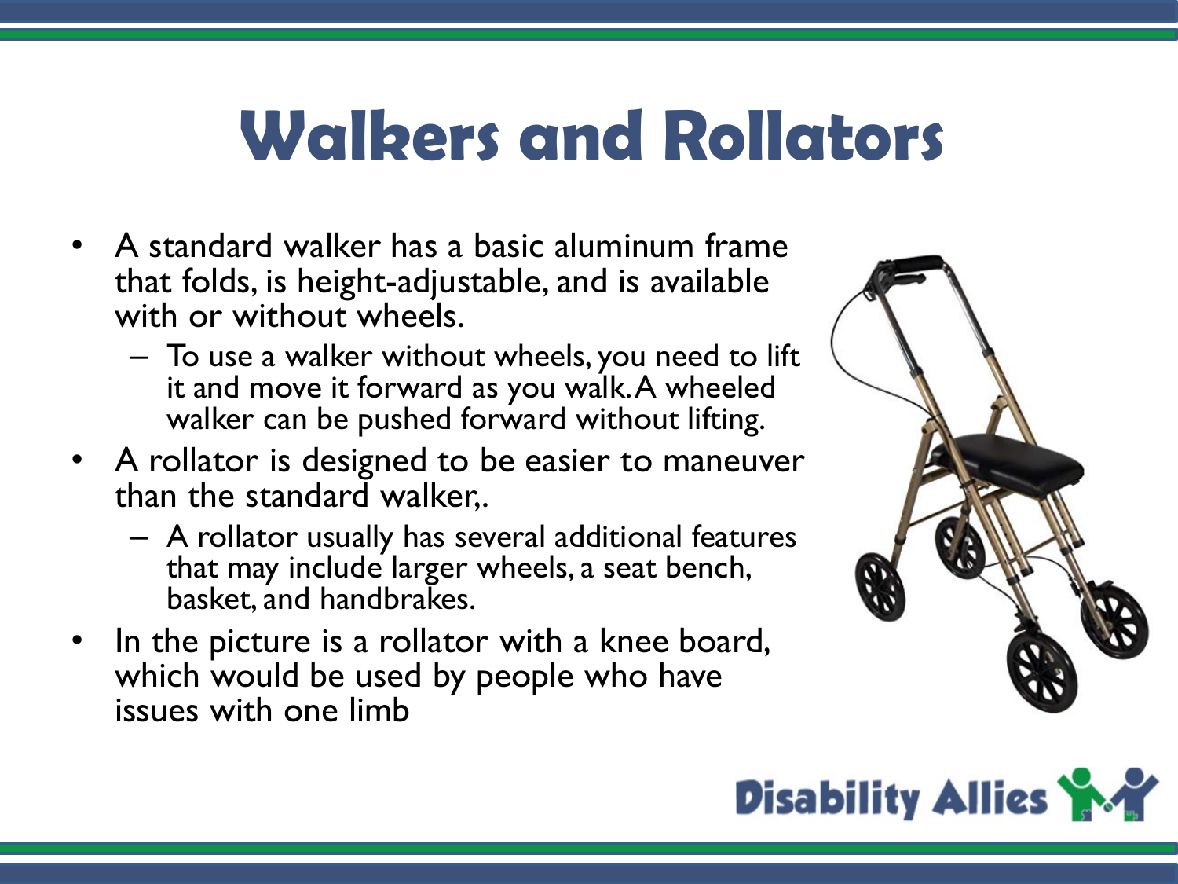# Walkers and Rollators

- A standard walker has a basic aluminum frame that folds, is height-adjustable, and is available with or without wheels.
  - To use a walker without wheels, you need to lift it and move it forward as you walk. A wheeled walker can be pushed forward without lifting.
- A rollator is designed to be easier to maneuver than the standard walker,.
  - A rollator usually has several additional features that may include larger wheels, a seat bench, basket, and handbrakes.
- In the picture is a rollator with a knee board, which would be used by people who have issues with one limb

Disability Allies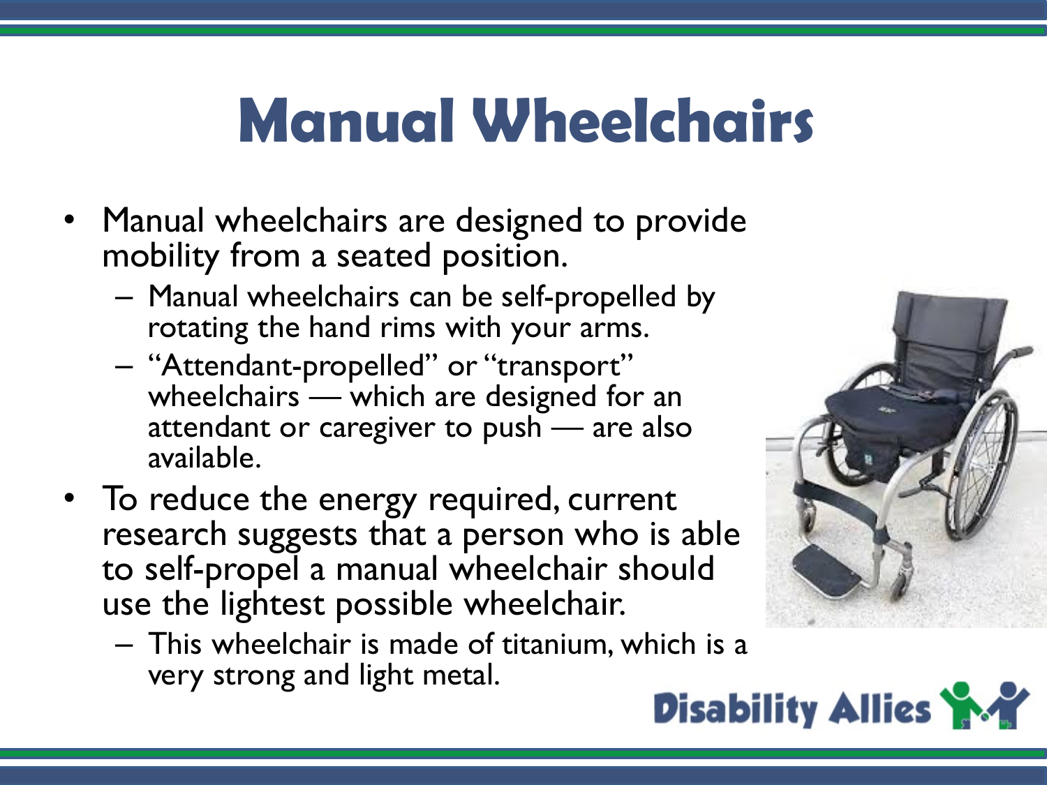# Manual Wheelchairs

- Manual wheelchairs are designed to provide mobility from a seated position.
  - Manual wheelchairs can be self-propelled by rotating the hand rims with your arms.
  - "Attendant-propelled" or "transport" wheelchairs — which are designed for an attendant or caregiver to push — are also available.
- To reduce the energy required, current research suggests that a person who is able to self-propel a manual wheelchair should use the lightest possible wheelchair.
  - This wheelchair is made of titanium, which is a very strong and light metal.

Disability Allies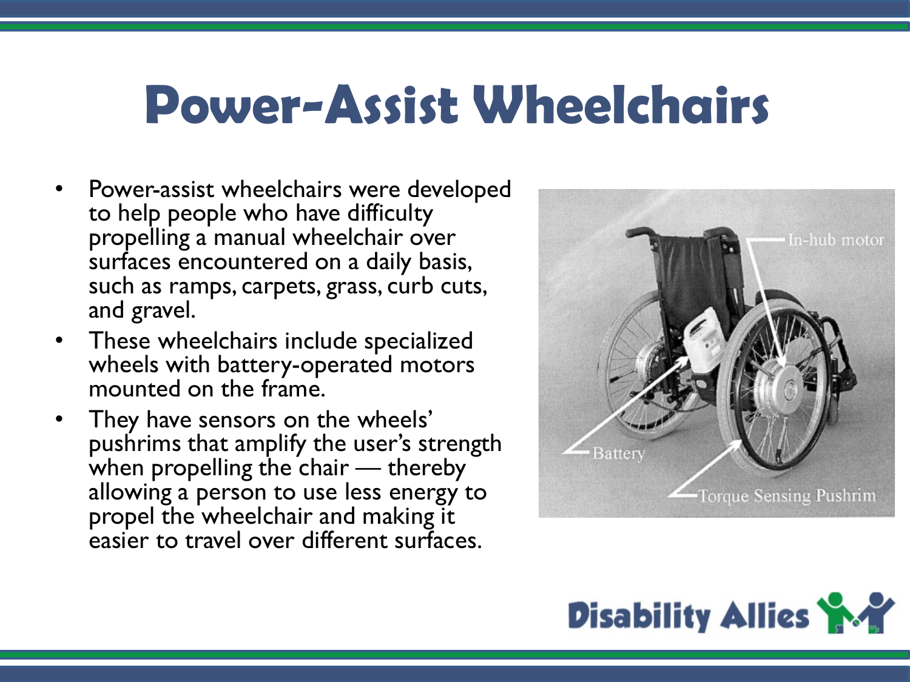# Power-Assist Wheelchairs

- Power-assist wheelchairs were developed to help people who have difficulty propelling a manual wheelchair over surfaces encountered on a daily basis, such as ramps, carpets, grass, curb cuts, and gravel.
- These wheelchairs include specialized wheels with battery-operated motors mounted on the frame.
- They have sensors on the wheels' pushrims that amplify the user's strength when propelling the chair — thereby allowing a person to use less energy to propel the wheelchair and making it easier to travel over different surfaces.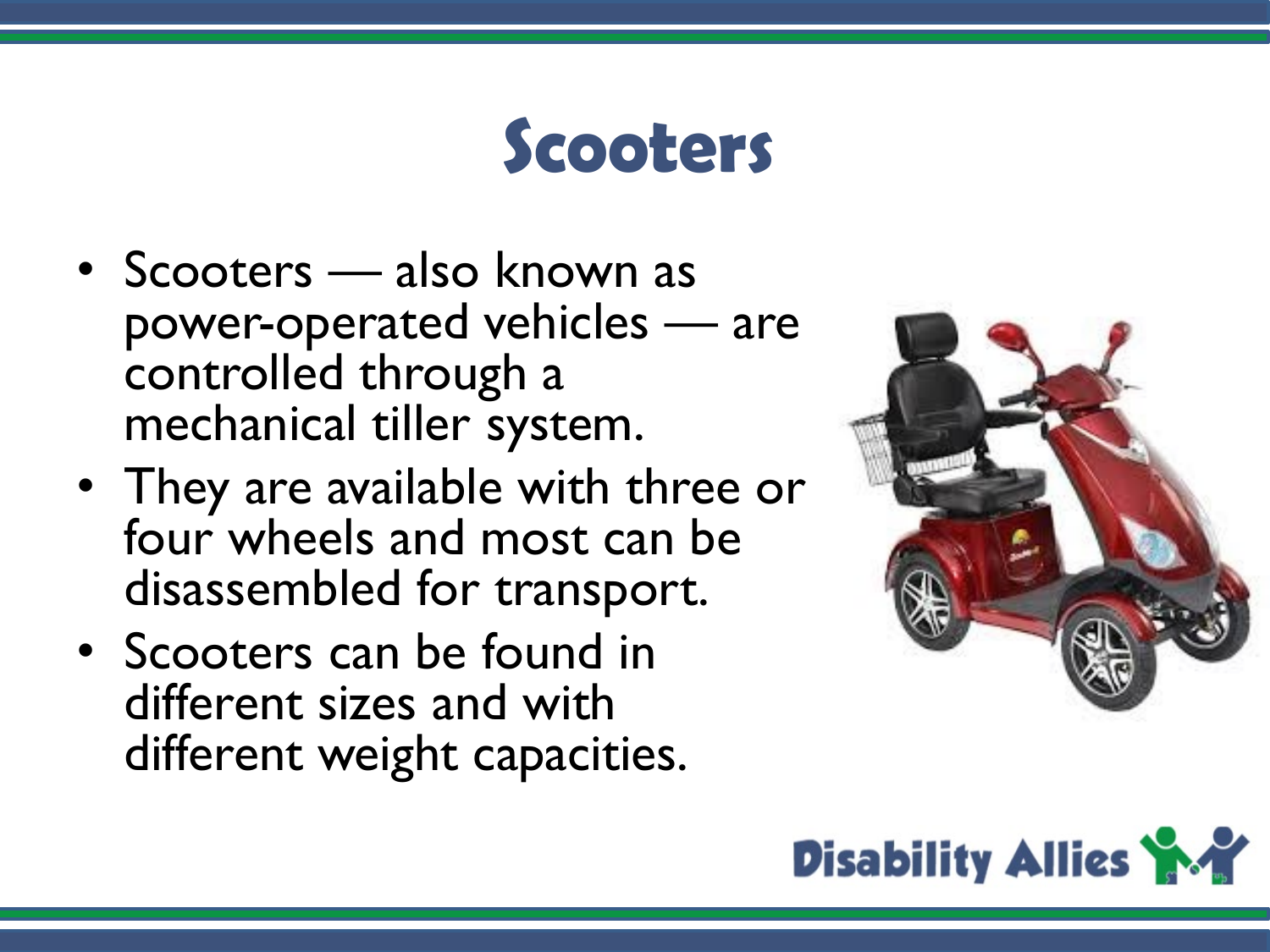# Scooters

- Scooters — also known as power-operated vehicles — are controlled through a mechanical tiller system.
- They are available with three or four wheels and most can be disassembled for transport.
- Scooters can be found in different sizes and with different weight capacities.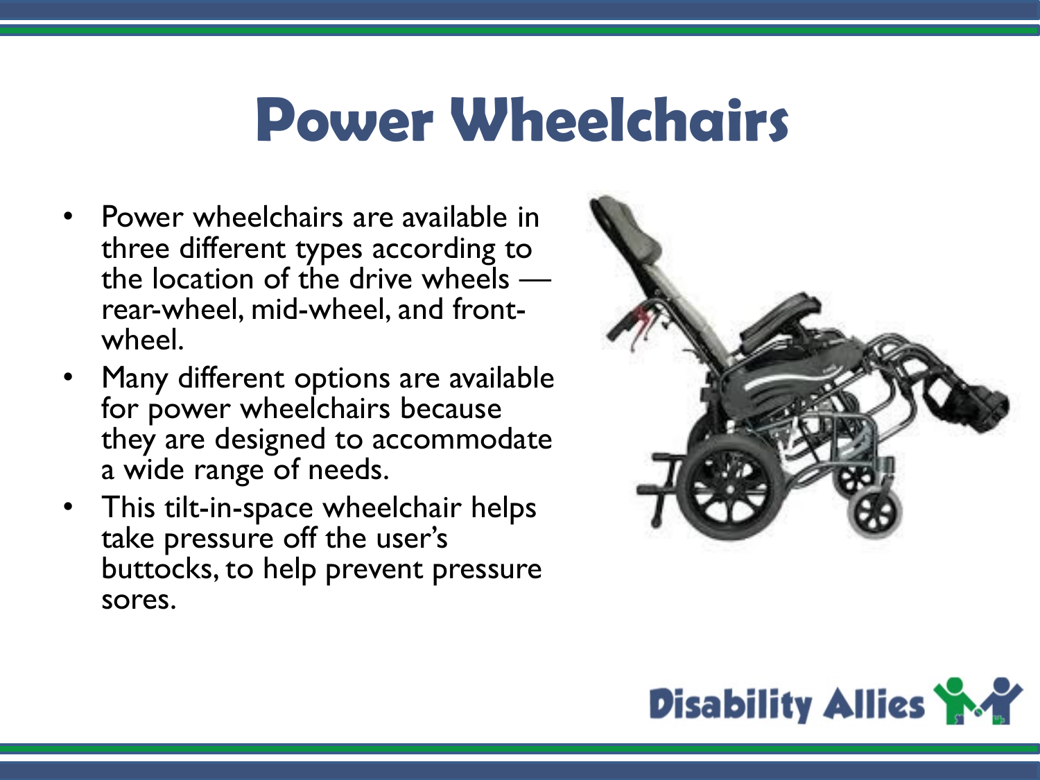# Power Wheelchairs

- Power wheelchairs are available in three different types according to the location of the drive wheels — rear-wheel, mid-wheel, and front-wheel.
- Many different options are available for power wheelchairs because they are designed to accommodate a wide range of needs.
- This tilt-in-space wheelchair helps take pressure off the user's buttocks, to help prevent pressure sores.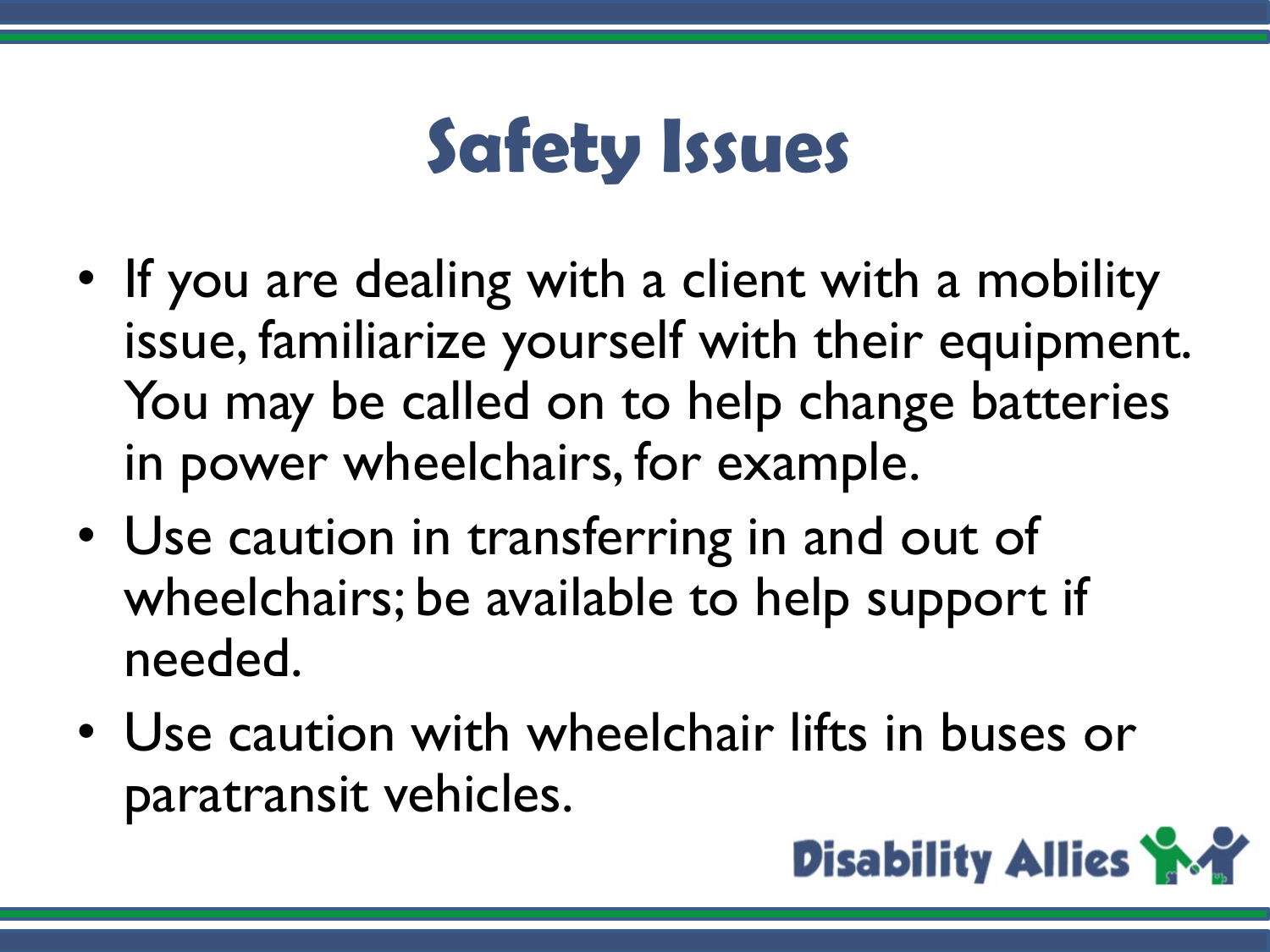# Safety Issues

- If you are dealing with a client with a mobility issue, familiarize yourself with their equipment. You may be called on to help change batteries in power wheelchairs, for example.
- Use caution in transferring in and out of wheelchairs; be available to help support if needed.
- Use caution with wheelchair lifts in buses or paratransit vehicles.

Disability Allies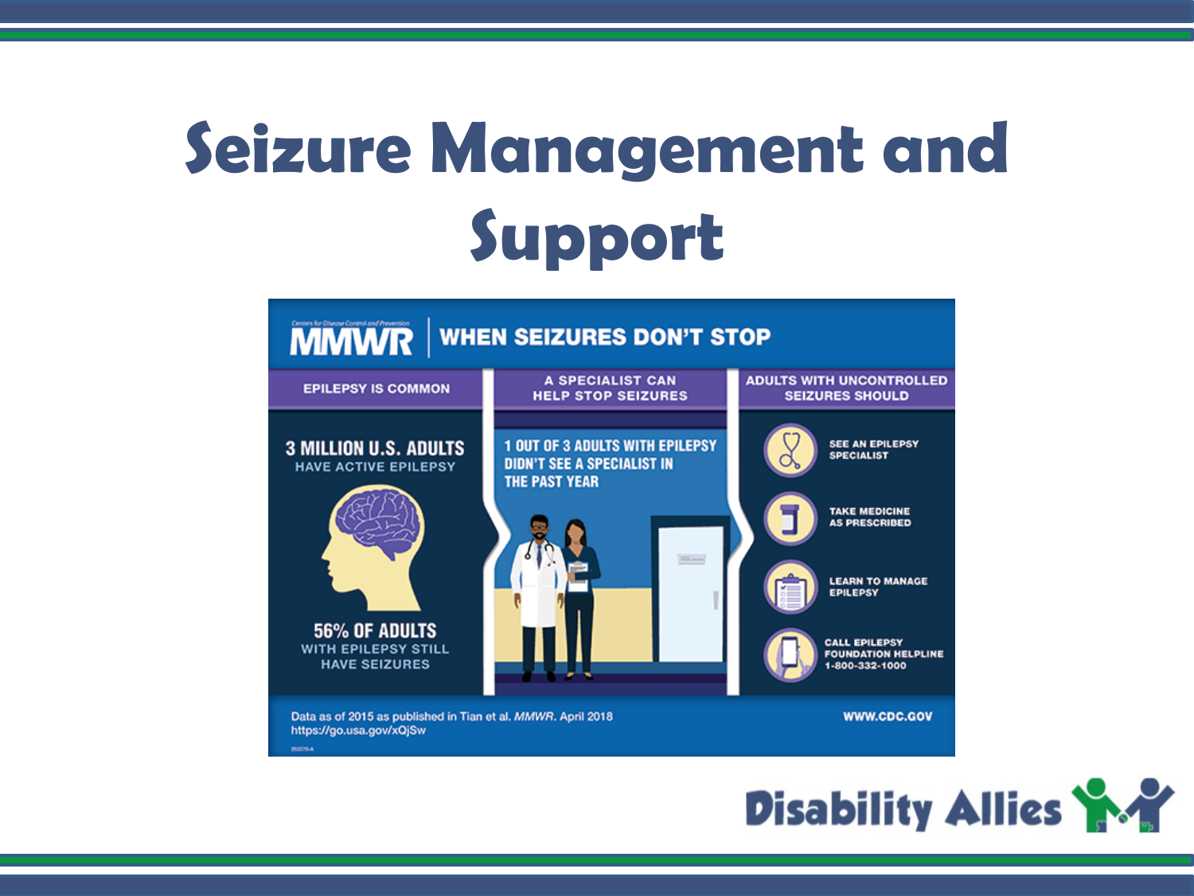# Seizure Management and Support

MMWR | WHEN SEIZURES DON'T STOP

**EPILEPSY IS COMMON**

3 MILLION U.S. ADULTS HAVE ACTIVE EPILEPSY

56% OF ADULTS WITH EPILEPSY STILL HAVE SEIZURES

**A SPECIALIST CAN HELP STOP SEIZURES**

1 OUT OF 3 ADULTS WITH EPILEPSY DIDN'T SEE A SPECIALIST IN THE PAST YEAR

**ADULTS WITH UNCONTROLLED SEIZURES SHOULD**

- SEE AN EPILEPSY SPECIALIST
- TAKE MEDICINE AS PRESCRIBED
- LEARN TO MANAGE EPILEPSY
- CALL EPILEPSY FOUNDATION HELPLINE 1-800-332-1000

Data as of 2015 as published in Tian et al. *MMWR*. April 2018
https://go.usa.gov/xQjSw

WWW.CDC.GOV

Disability Allies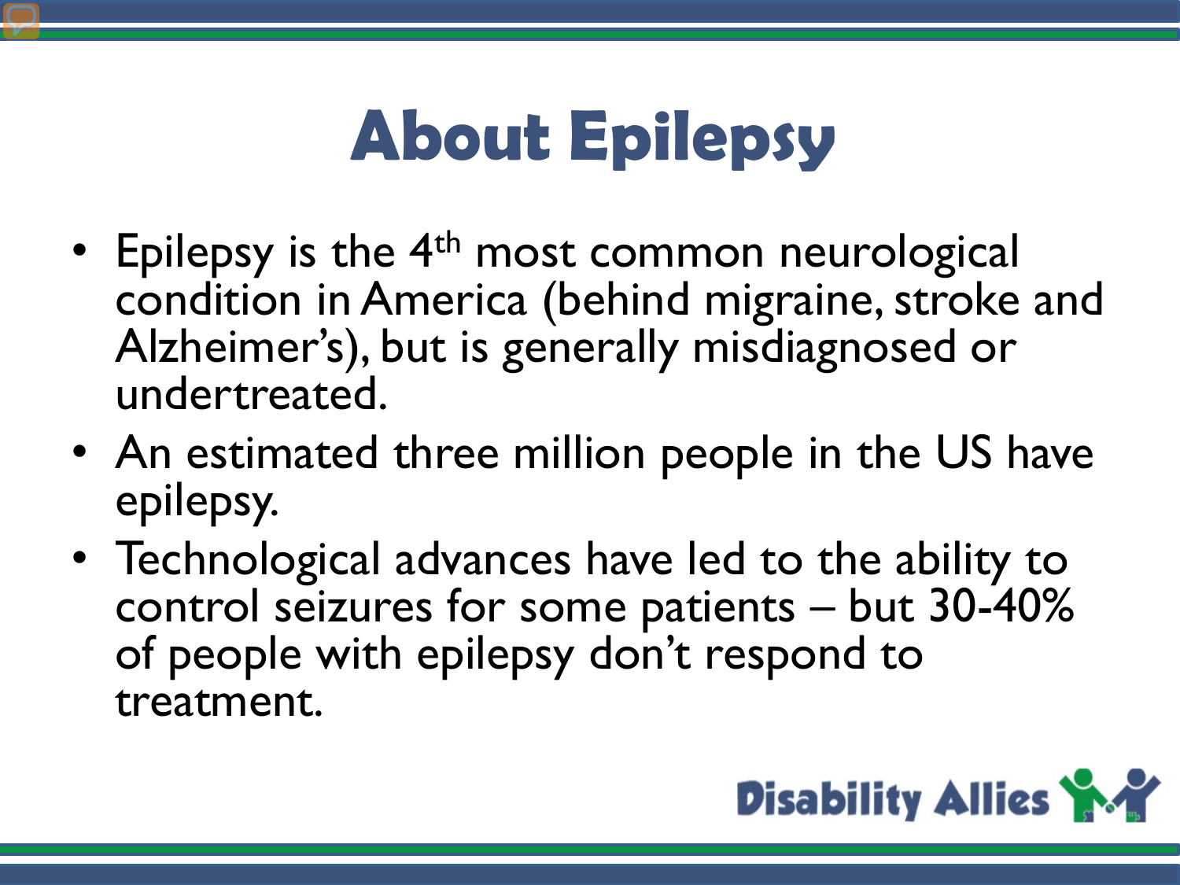# About Epilepsy

- Epilepsy is the 4th most common neurological condition in America (behind migraine, stroke and Alzheimer's), but is generally misdiagnosed or undertreated.
- An estimated three million people in the US have epilepsy.
- Technological advances have led to the ability to control seizures for some patients – but 30-40% of people with epilepsy don't respond to treatment.

Disability Allies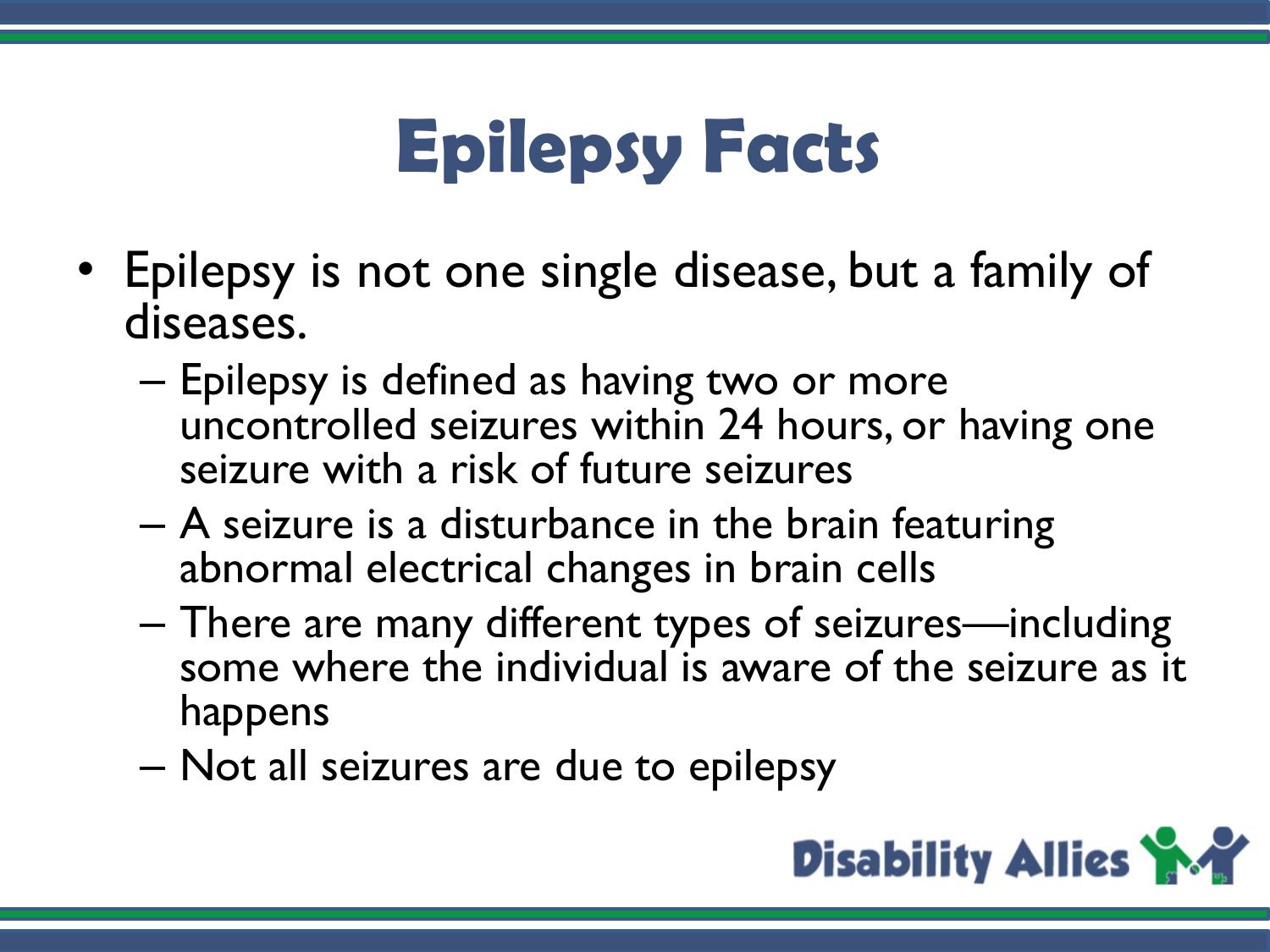# Epilepsy Facts

- Epilepsy is not one single disease, but a family of diseases.
  - Epilepsy is defined as having two or more uncontrolled seizures within 24 hours, or having one seizure with a risk of future seizures
  - A seizure is a disturbance in the brain featuring abnormal electrical changes in brain cells
  - There are many different types of seizures—including some where the individual is aware of the seizure as it happens
  - Not all seizures are due to epilepsy

Disability Allies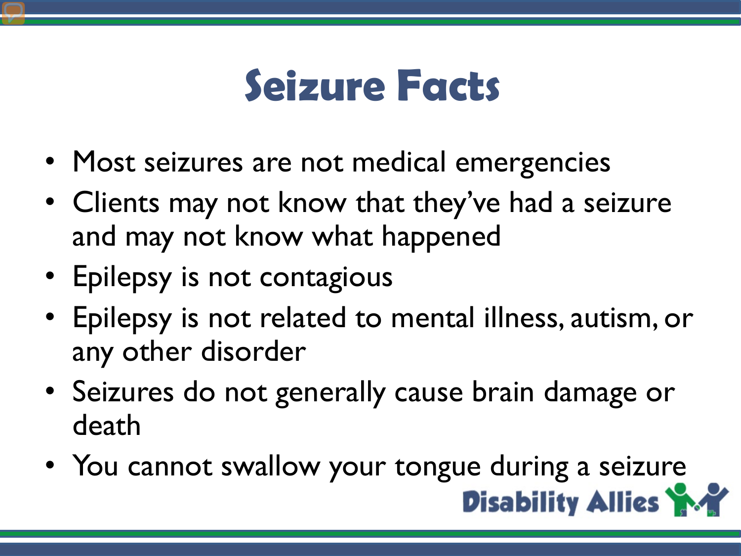# Seizure Facts

- Most seizures are not medical emergencies
- Clients may not know that they've had a seizure and may not know what happened
- Epilepsy is not contagious
- Epilepsy is not related to mental illness, autism, or any other disorder
- Seizures do not generally cause brain damage or death
- You cannot swallow your tongue during a seizure

Disability Allies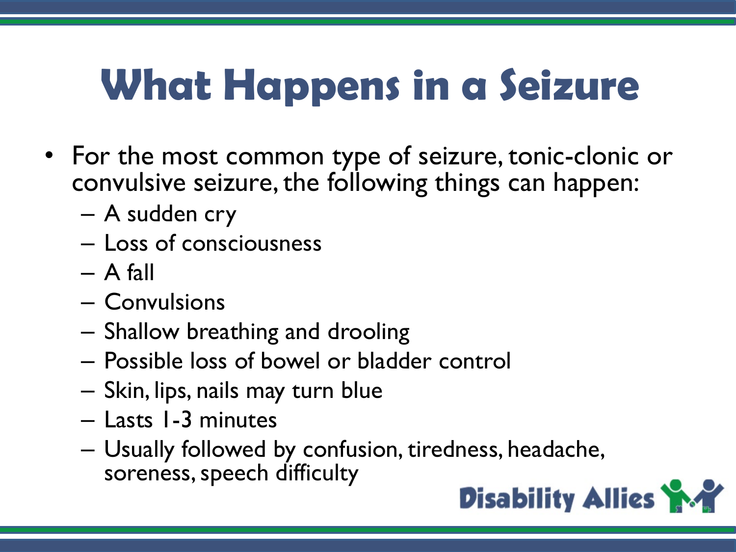# What Happens in a Seizure

- For the most common type of seizure, tonic-clonic or convulsive seizure, the following things can happen:
  - A sudden cry
  - Loss of consciousness
  - A fall
  - Convulsions
  - Shallow breathing and drooling
  - Possible loss of bowel or bladder control
  - Skin, lips, nails may turn blue
  - Lasts 1-3 minutes
  - Usually followed by confusion, tiredness, headache, soreness, speech difficulty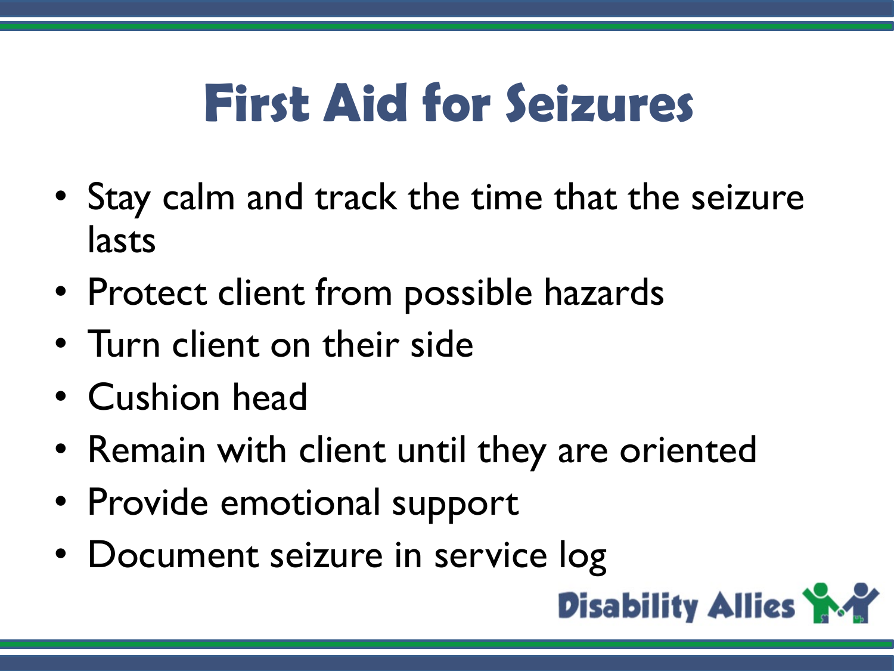# First Aid for Seizures

- Stay calm and track the time that the seizure lasts
- Protect client from possible hazards
- Turn client on their side
- Cushion head
- Remain with client until they are oriented
- Provide emotional support
- Document seizure in service log

Disability Allies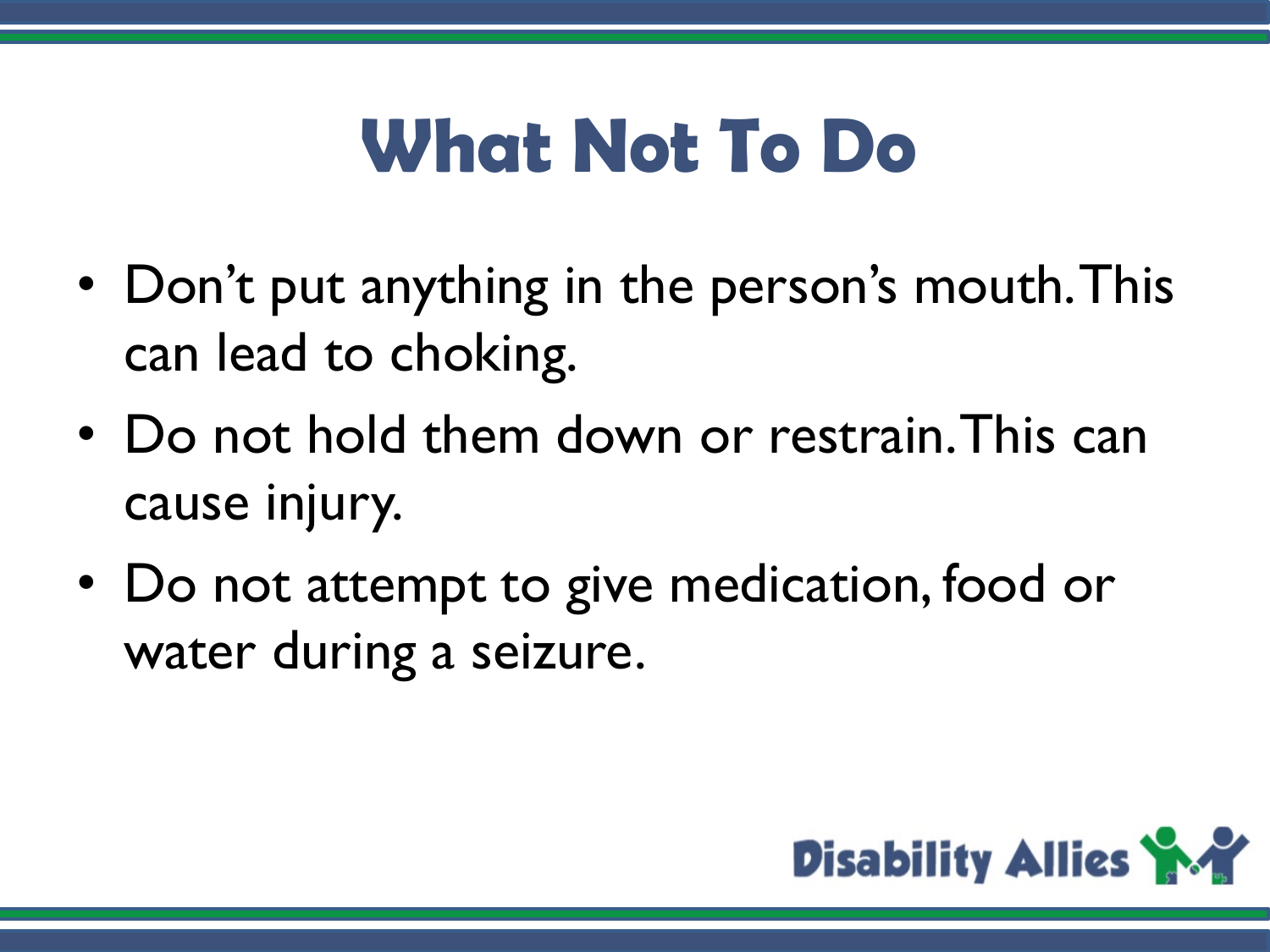# What Not To Do

- Don't put anything in the person's mouth. This can lead to choking.
- Do not hold them down or restrain. This can cause injury.
- Do not attempt to give medication, food or water during a seizure.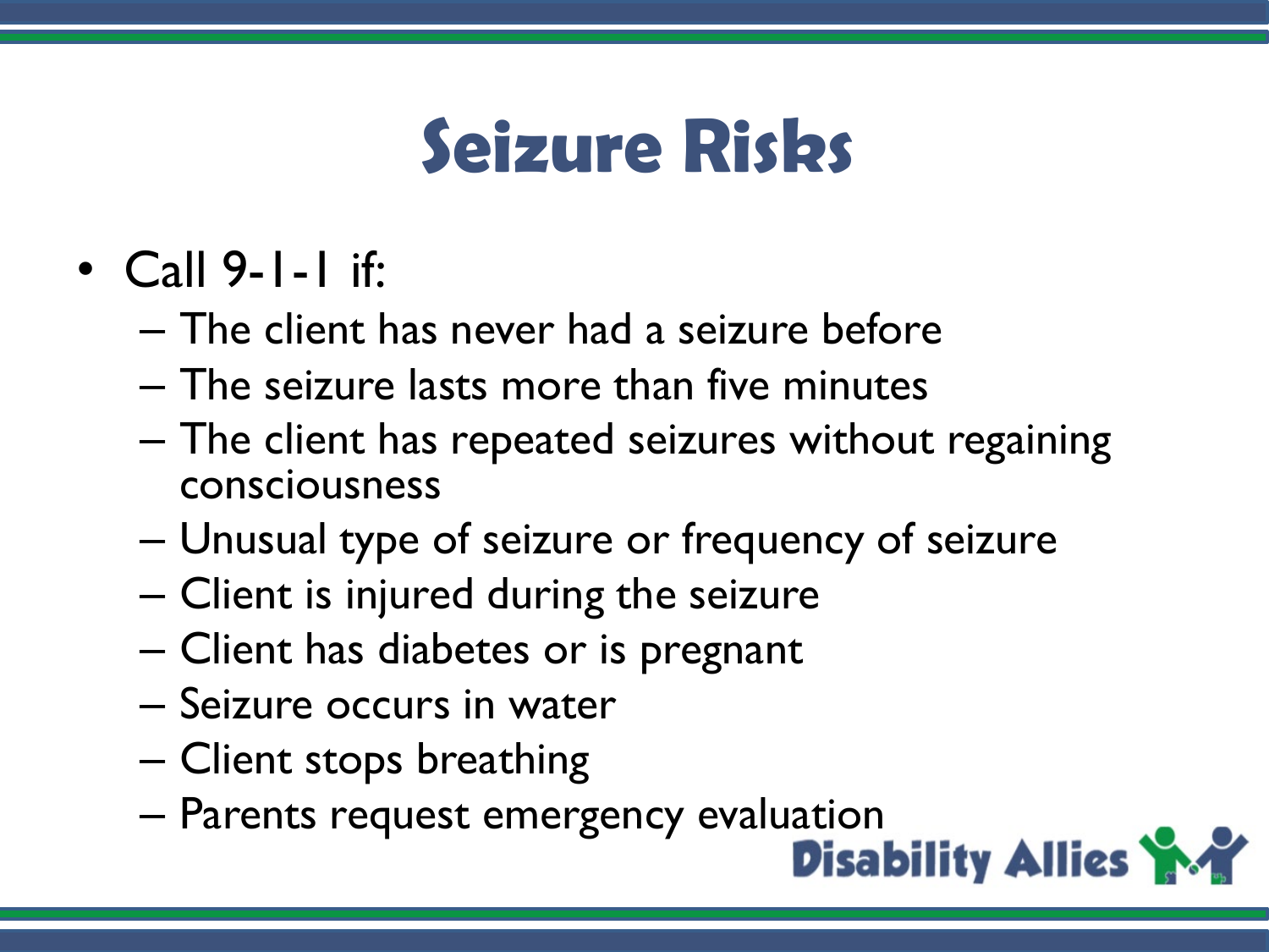# Seizure Risks

- Call 9-1-1 if:
  - The client has never had a seizure before
  - The seizure lasts more than five minutes
  - The client has repeated seizures without regaining consciousness
  - Unusual type of seizure or frequency of seizure
  - Client is injured during the seizure
  - Client has diabetes or is pregnant
  - Seizure occurs in water
  - Client stops breathing
  - Parents request emergency evaluation

Disability Allies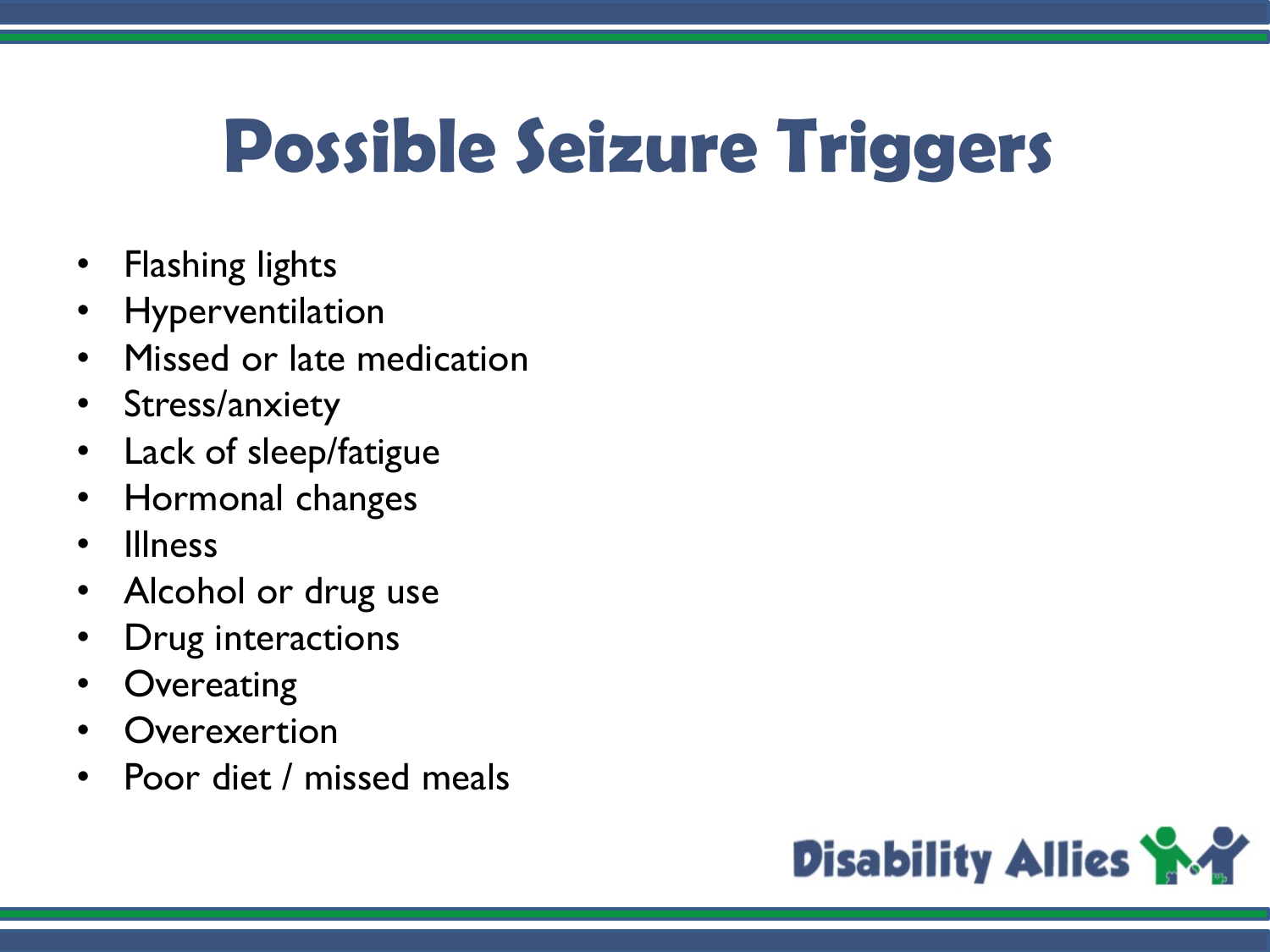# Possible Seizure Triggers

- Flashing lights
- Hyperventilation
- Missed or late medication
- Stress/anxiety
- Lack of sleep/fatigue
- Hormonal changes
- Illness
- Alcohol or drug use
- Drug interactions
- Overeating
- Overexertion
- Poor diet / missed meals

Disability Allies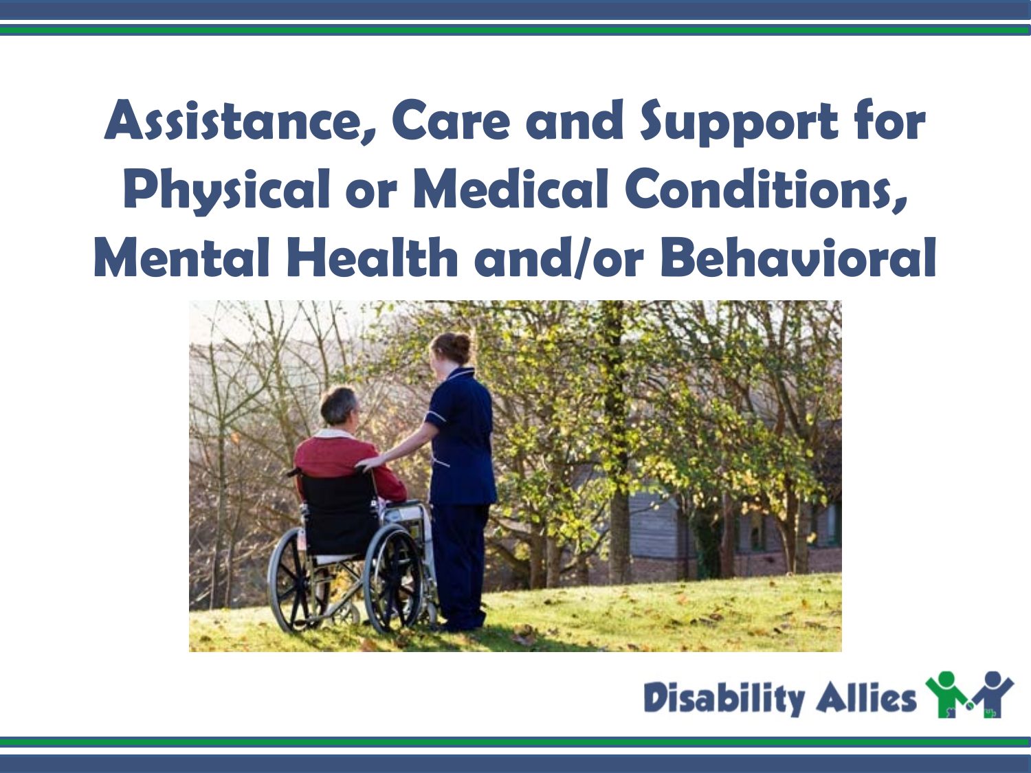# Assistance, Care and Support for Physical or Medical Conditions, Mental Health and/or Behavioral

Disability Allies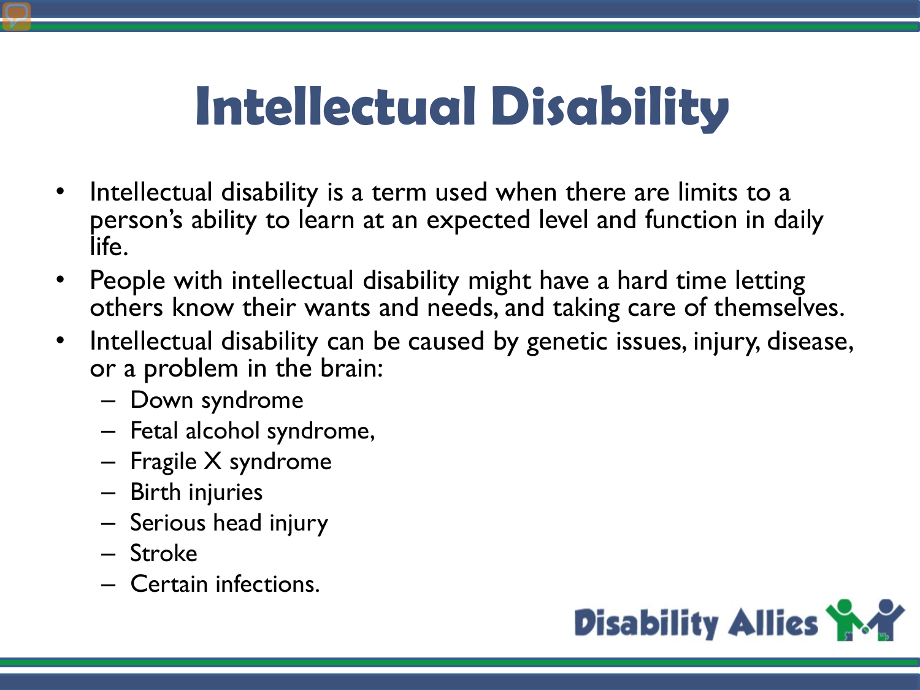# Intellectual Disability

- Intellectual disability is a term used when there are limits to a person's ability to learn at an expected level and function in daily life.
- People with intellectual disability might have a hard time letting others know their wants and needs, and taking care of themselves.
- Intellectual disability can be caused by genetic issues, injury, disease, or a problem in the brain:
  - Down syndrome
  - Fetal alcohol syndrome,
  - Fragile X syndrome
  - Birth injuries
  - Serious head injury
  - Stroke
  - Certain infections.

Disability Allies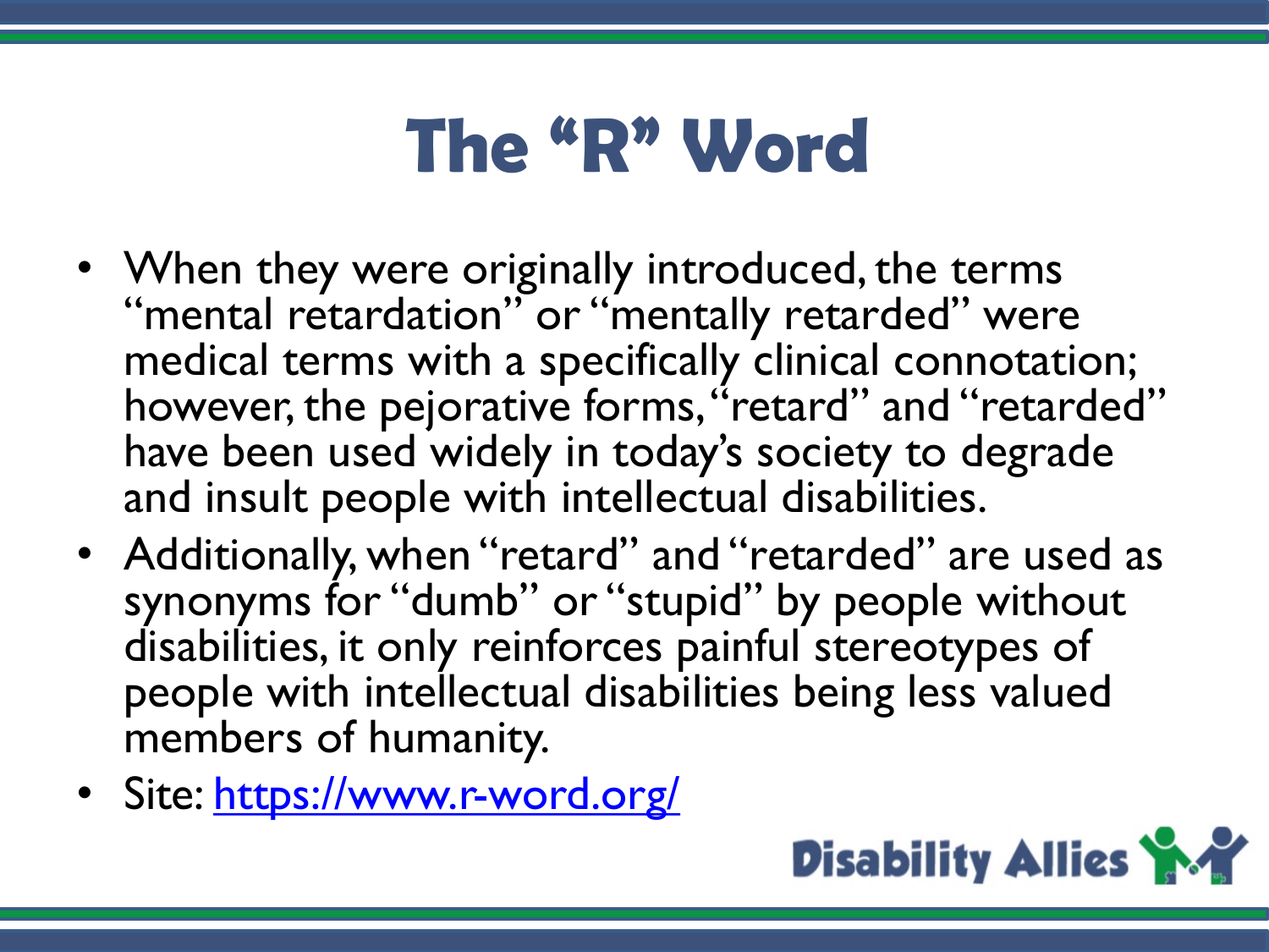# The "R" Word

- When they were originally introduced, the terms "mental retardation" or "mentally retarded" were medical terms with a specifically clinical connotation; however, the pejorative forms, "retard" and "retarded" have been used widely in today's society to degrade and insult people with intellectual disabilities.
- Additionally, when "retard" and "retarded" are used as synonyms for "dumb" or "stupid" by people without disabilities, it only reinforces painful stereotypes of people with intellectual disabilities being less valued members of humanity.
- Site: [https://www.r-word.org/](https://www.r-word.org/)

Disability Allies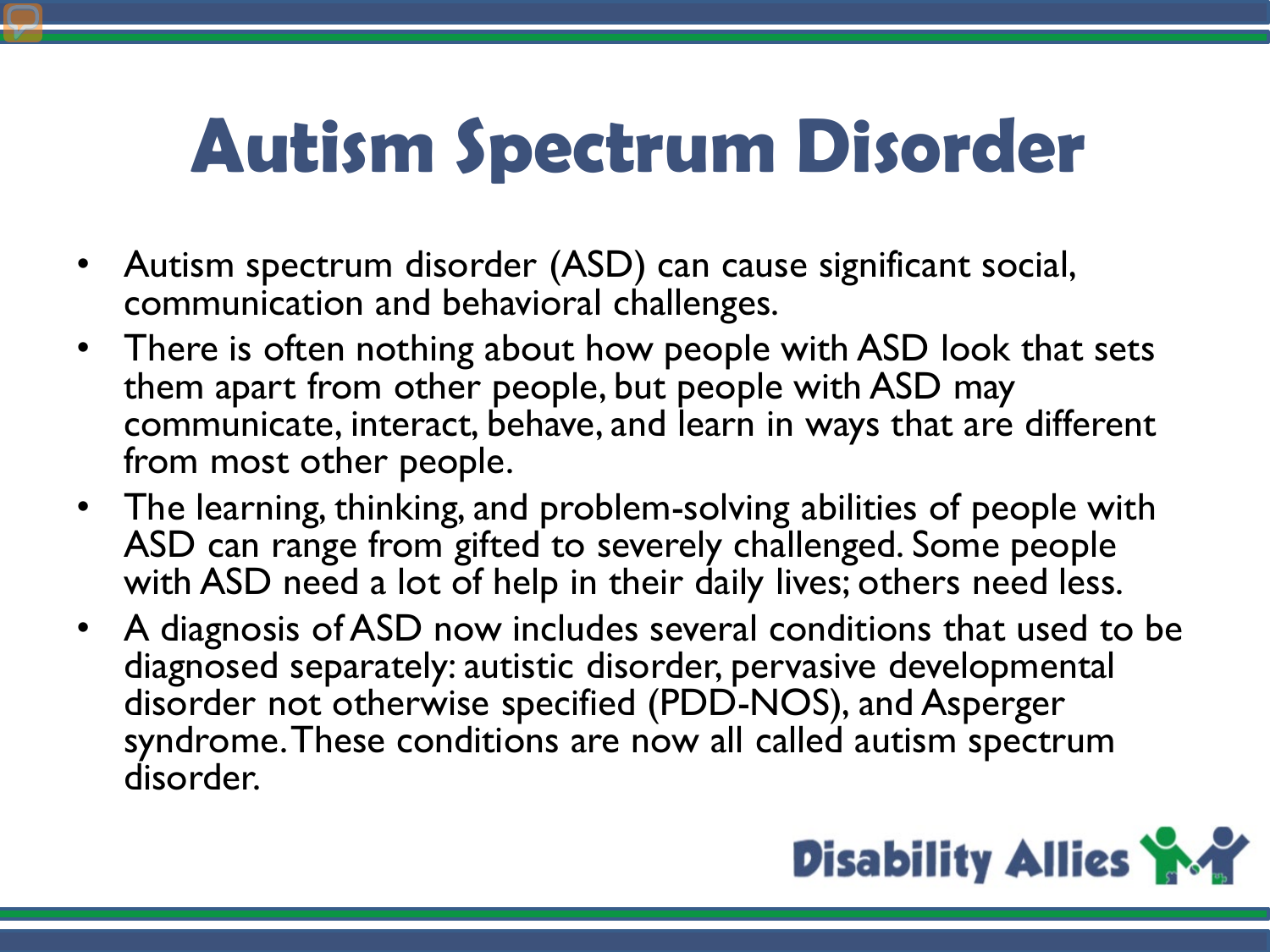# Autism Spectrum Disorder

- Autism spectrum disorder (ASD) can cause significant social, communication and behavioral challenges.
- There is often nothing about how people with ASD look that sets them apart from other people, but people with ASD may communicate, interact, behave, and learn in ways that are different from most other people.
- The learning, thinking, and problem-solving abilities of people with ASD can range from gifted to severely challenged. Some people with ASD need a lot of help in their daily lives; others need less.
- A diagnosis of ASD now includes several conditions that used to be diagnosed separately: autistic disorder, pervasive developmental disorder not otherwise specified (PDD-NOS), and Asperger syndrome. These conditions are now all called autism spectrum disorder.

Disability Allies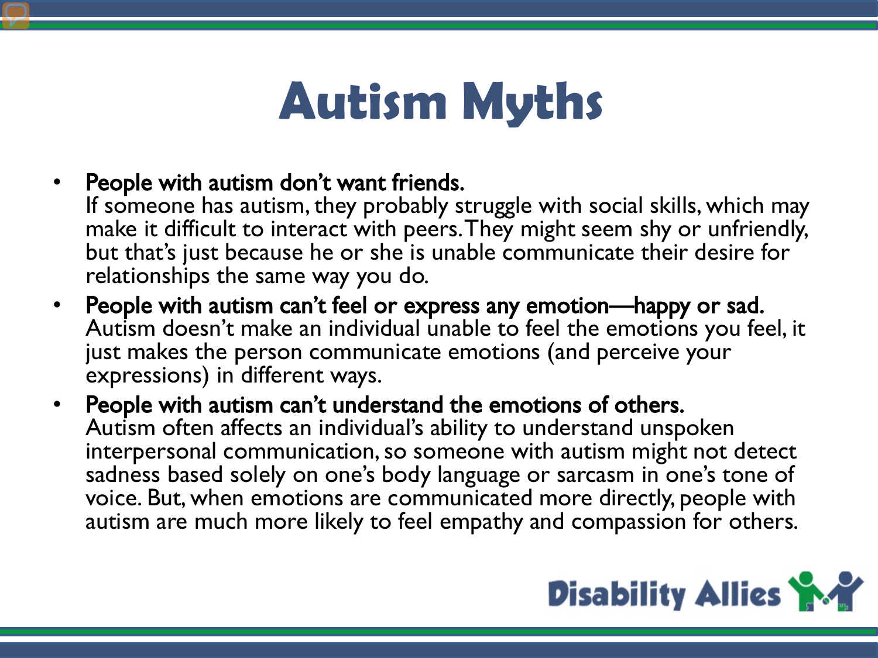# Autism Myths

- **People with autism don't want friends.**
  If someone has autism, they probably struggle with social skills, which may make it difficult to interact with peers. They might seem shy or unfriendly, but that's just because he or she is unable communicate their desire for relationships the same way you do.
- **People with autism can't feel or express any emotion—happy or sad.**
  Autism doesn't make an individual unable to feel the emotions you feel, it just makes the person communicate emotions (and perceive your expressions) in different ways.
- **People with autism can't understand the emotions of others.**
  Autism often affects an individual's ability to understand unspoken interpersonal communication, so someone with autism might not detect sadness based solely on one's body language or sarcasm in one's tone of voice. But, when emotions are communicated more directly, people with autism are much more likely to feel empathy and compassion for others.

Disability Allies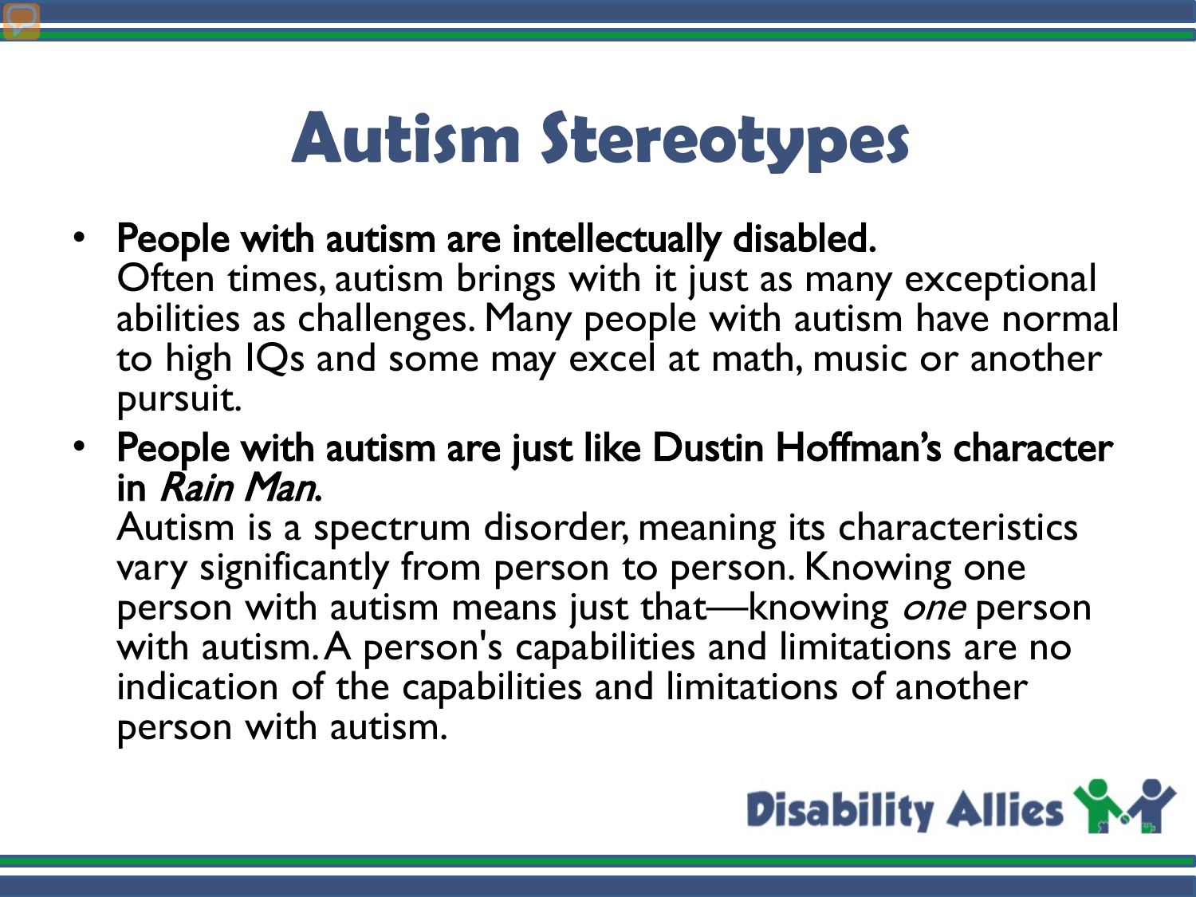# Autism Stereotypes

- **People with autism are intellectually disabled.**
  Often times, autism brings with it just as many exceptional abilities as challenges. Many people with autism have normal to high IQs and some may excel at math, music or another pursuit.
- **People with autism are just like Dustin Hoffman's character in *Rain Man*.**
  Autism is a spectrum disorder, meaning its characteristics vary significantly from person to person. Knowing one person with autism means just that—knowing *one* person with autism. A person's capabilities and limitations are no indication of the capabilities and limitations of another person with autism.

Disability Allies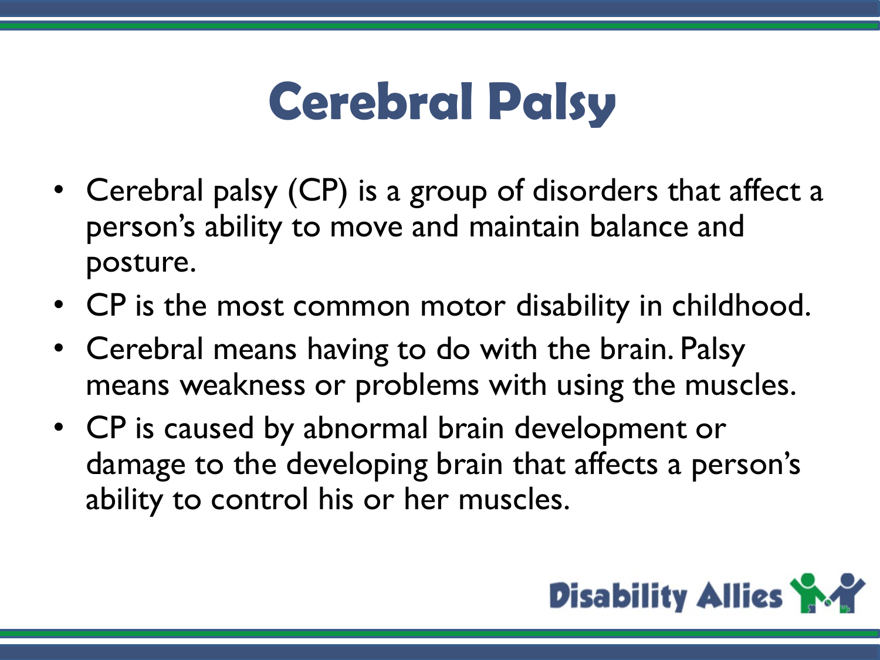# Cerebral Palsy

- Cerebral palsy (CP) is a group of disorders that affect a person's ability to move and maintain balance and posture.
- CP is the most common motor disability in childhood.
- Cerebral means having to do with the brain. Palsy means weakness or problems with using the muscles.
- CP is caused by abnormal brain development or damage to the developing brain that affects a person's ability to control his or her muscles.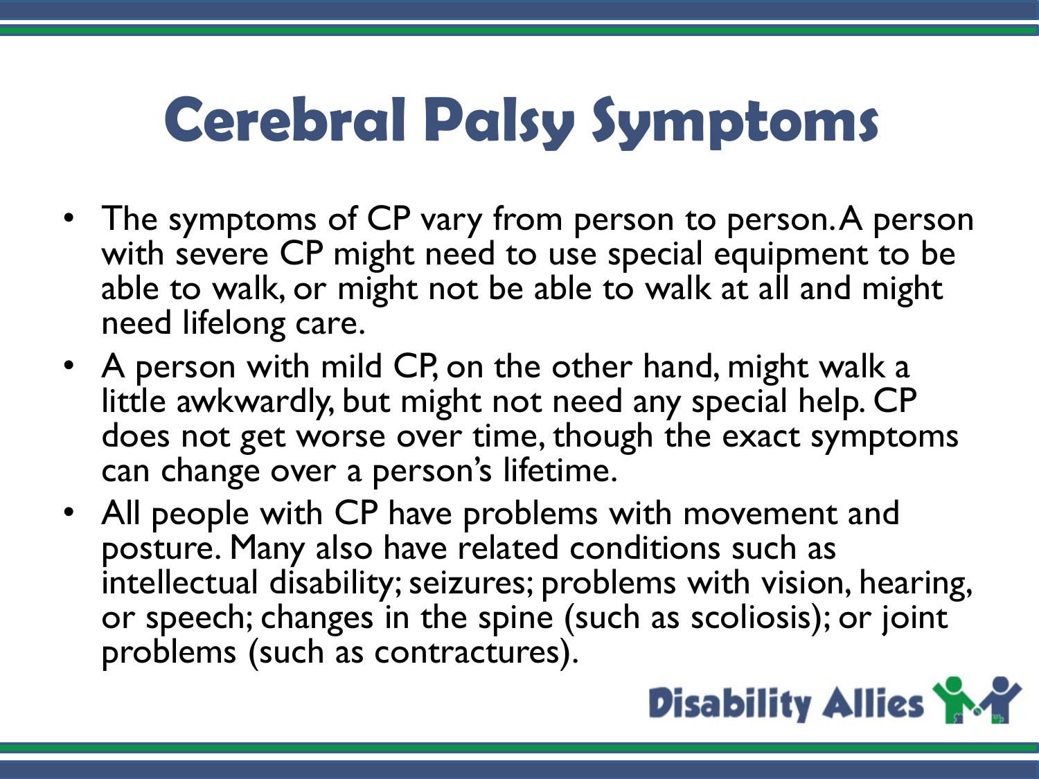# Cerebral Palsy Symptoms

- The symptoms of CP vary from person to person. A person with severe CP might need to use special equipment to be able to walk, or might not be able to walk at all and might need lifelong care.
- A person with mild CP, on the other hand, might walk a little awkwardly, but might not need any special help. CP does not get worse over time, though the exact symptoms can change over a person's lifetime.
- All people with CP have problems with movement and posture. Many also have related conditions such as intellectual disability; seizures; problems with vision, hearing, or speech; changes in the spine (such as scoliosis); or joint problems (such as contractures).

Disability Allies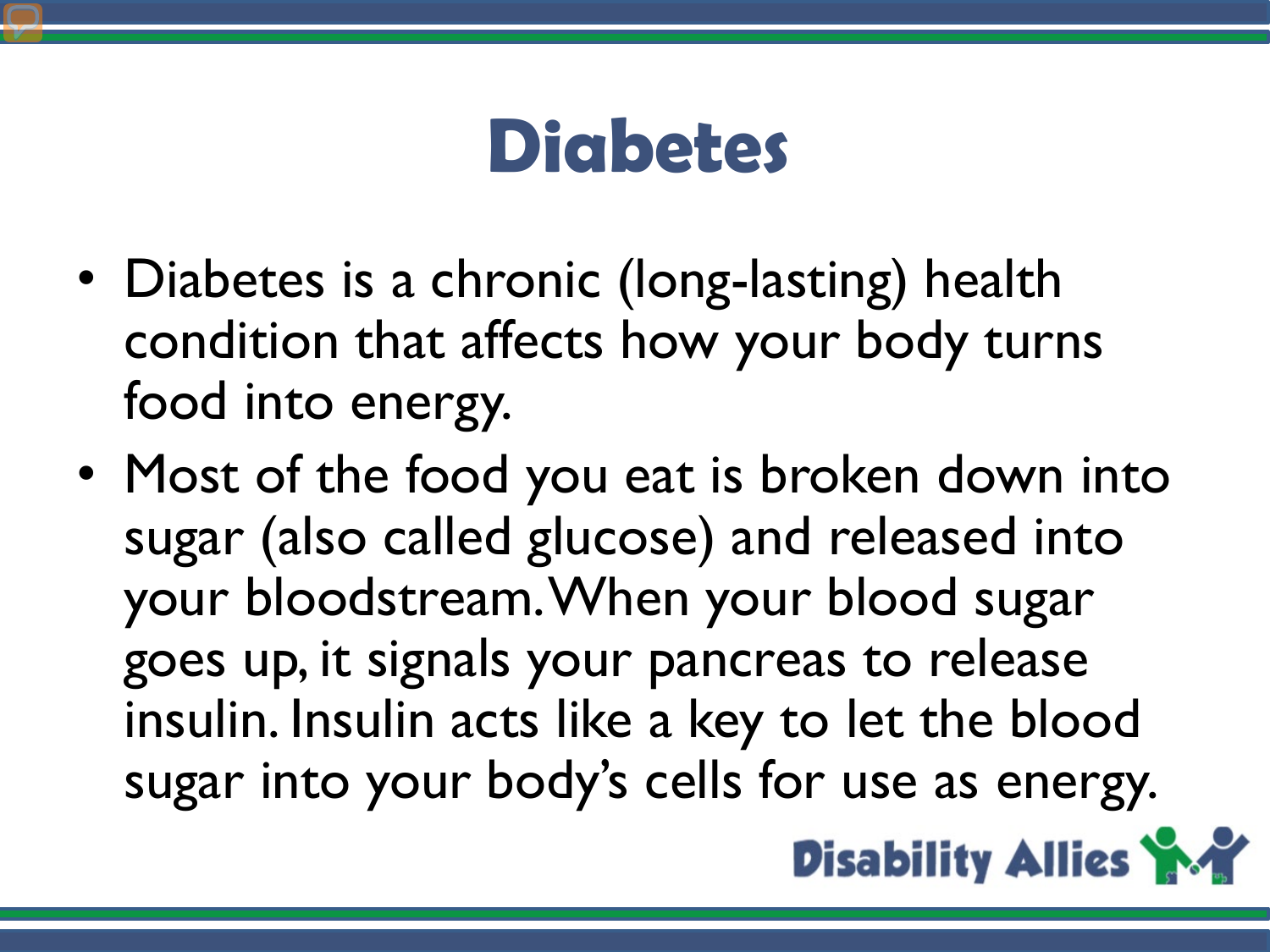# Diabetes

- Diabetes is a chronic (long-lasting) health condition that affects how your body turns food into energy.
- Most of the food you eat is broken down into sugar (also called glucose) and released into your bloodstream. When your blood sugar goes up, it signals your pancreas to release insulin. Insulin acts like a key to let the blood sugar into your body's cells for use as energy.

Disability Allies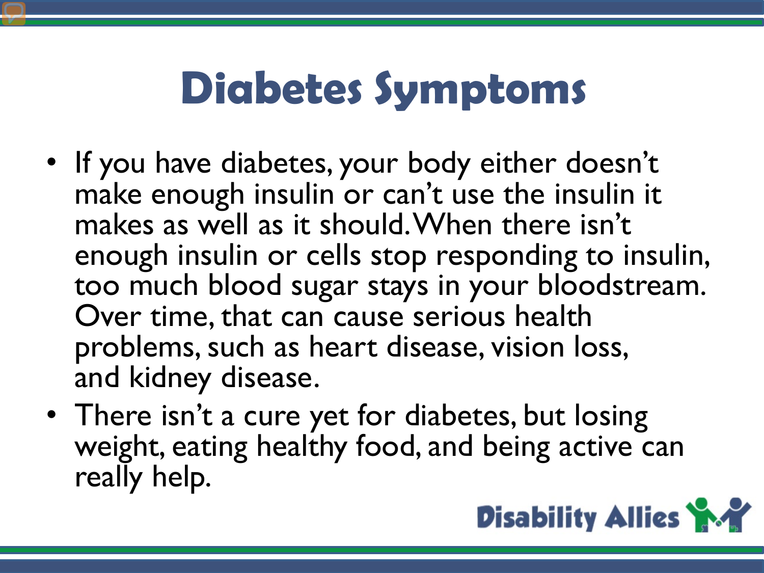# Diabetes Symptoms

- If you have diabetes, your body either doesn't make enough insulin or can't use the insulin it makes as well as it should. When there isn't enough insulin or cells stop responding to insulin, too much blood sugar stays in your bloodstream. Over time, that can cause serious health problems, such as heart disease, vision loss, and kidney disease.
- There isn't a cure yet for diabetes, but losing weight, eating healthy food, and being active can really help.

Disability Allies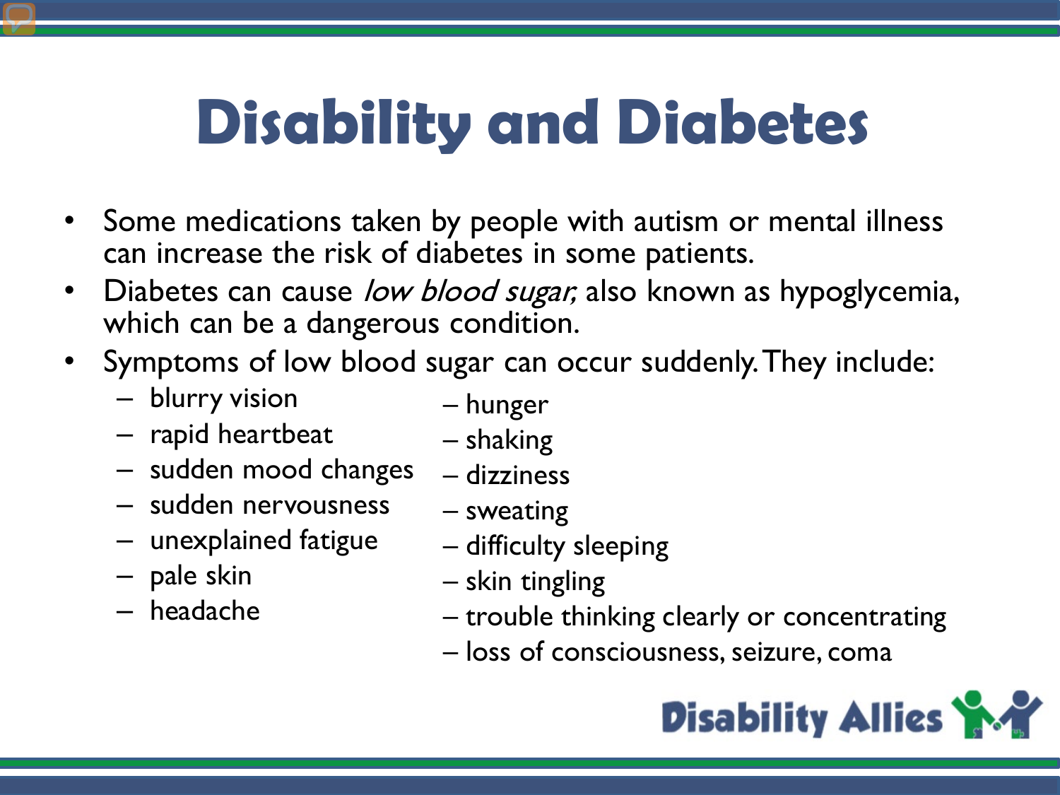# Disability and Diabetes

- Some medications taken by people with autism or mental illness can increase the risk of diabetes in some patients.
- Diabetes can cause *low blood sugar,* also known as hypoglycemia, which can be a dangerous condition.
- Symptoms of low blood sugar can occur suddenly. They include:
  - blurry vision
  - rapid heartbeat
  - sudden mood changes
  - sudden nervousness
  - unexplained fatigue
  - pale skin
  - headache
  - hunger
  - shaking
  - dizziness
  - sweating
  - difficulty sleeping
  - skin tingling
  - trouble thinking clearly or concentrating
  - loss of consciousness, seizure, coma

Disability Allies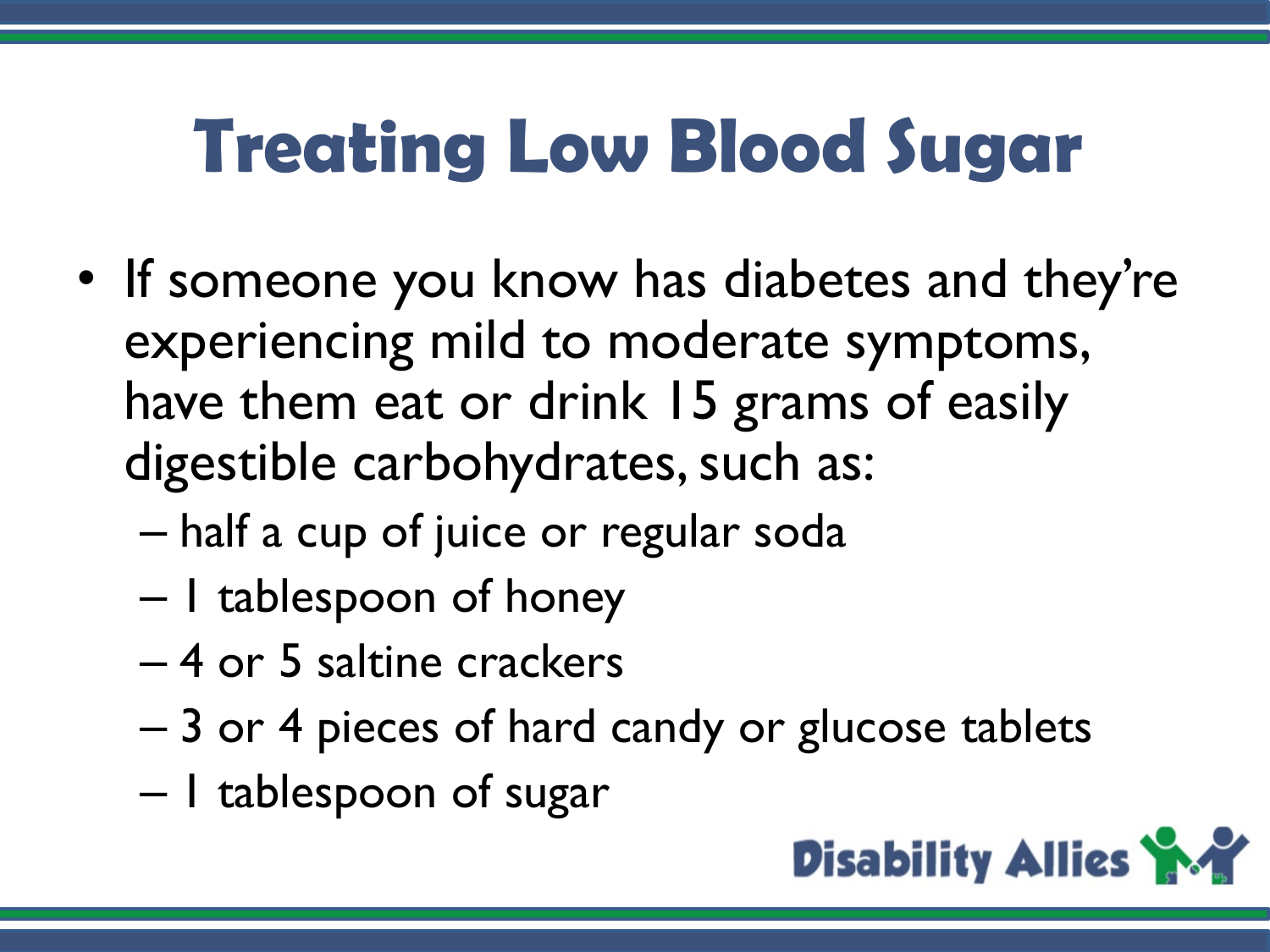# Treating Low Blood Sugar

- If someone you know has diabetes and they're experiencing mild to moderate symptoms, have them eat or drink 15 grams of easily digestible carbohydrates, such as:
  - half a cup of juice or regular soda
  - 1 tablespoon of honey
  - 4 or 5 saltine crackers
  - 3 or 4 pieces of hard candy or glucose tablets
  - 1 tablespoon of sugar

Disability Allies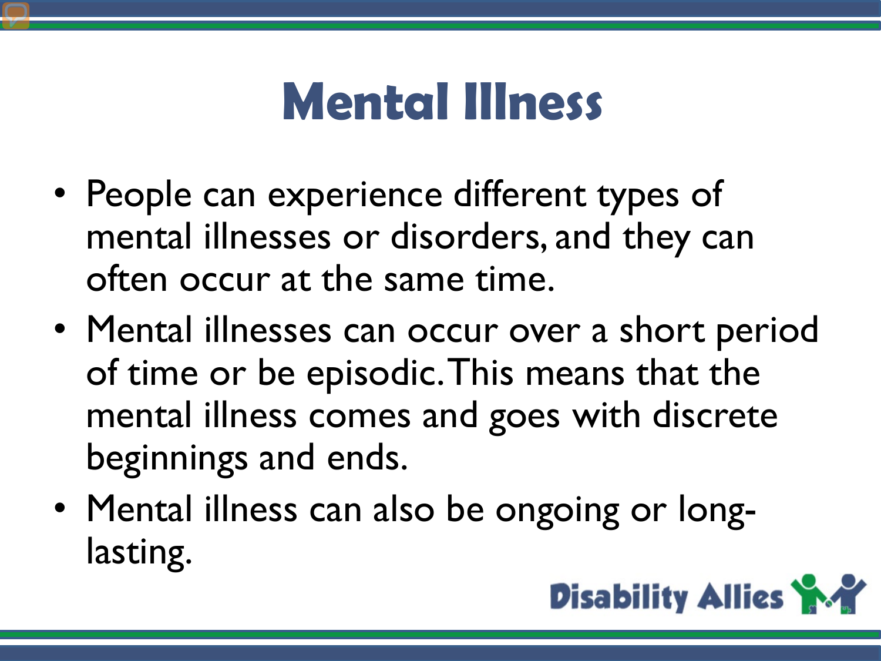# Mental Illness

- People can experience different types of mental illnesses or disorders, and they can often occur at the same time.
- Mental illnesses can occur over a short period of time or be episodic. This means that the mental illness comes and goes with discrete beginnings and ends.
- Mental illness can also be ongoing or long-lasting.

Disability Allies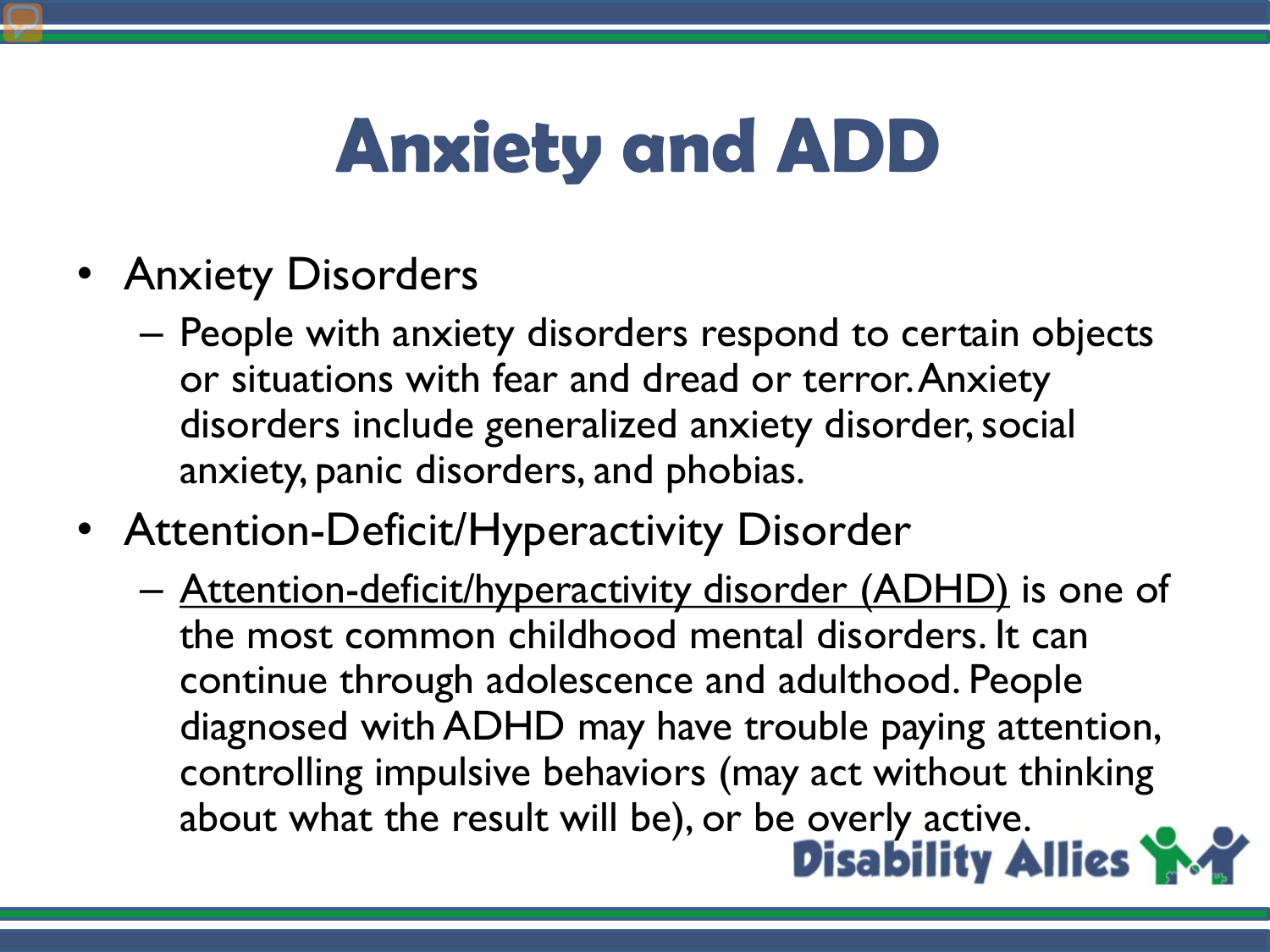# Anxiety and ADD

- Anxiety Disorders
  - People with anxiety disorders respond to certain objects or situations with fear and dread or terror. Anxiety disorders include generalized anxiety disorder, social anxiety, panic disorders, and phobias.
- Attention-Deficit/Hyperactivity Disorder
  - Attention-deficit/hyperactivity disorder (ADHD) is one of the most common childhood mental disorders. It can continue through adolescence and adulthood. People diagnosed with ADHD may have trouble paying attention, controlling impulsive behaviors (may act without thinking about what the result will be), or be overly active.

Disability Allies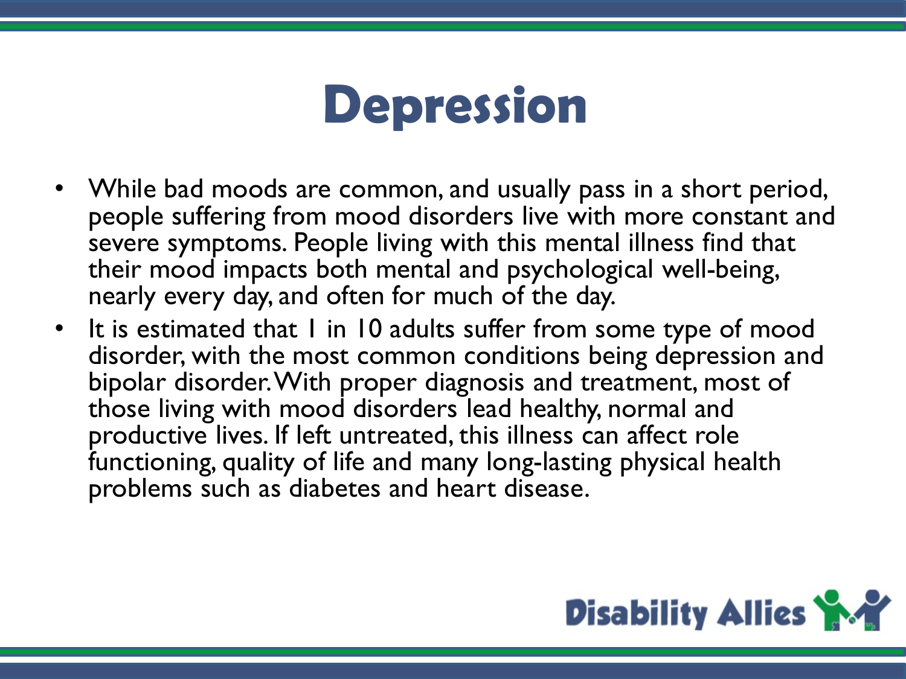# Depression

- While bad moods are common, and usually pass in a short period, people suffering from mood disorders live with more constant and severe symptoms. People living with this mental illness find that their mood impacts both mental and psychological well-being, nearly every day, and often for much of the day.
- It is estimated that 1 in 10 adults suffer from some type of mood disorder, with the most common conditions being depression and bipolar disorder. With proper diagnosis and treatment, most of those living with mood disorders lead healthy, normal and productive lives. If left untreated, this illness can affect role functioning, quality of life and many long-lasting physical health problems such as diabetes and heart disease.

Disability Allies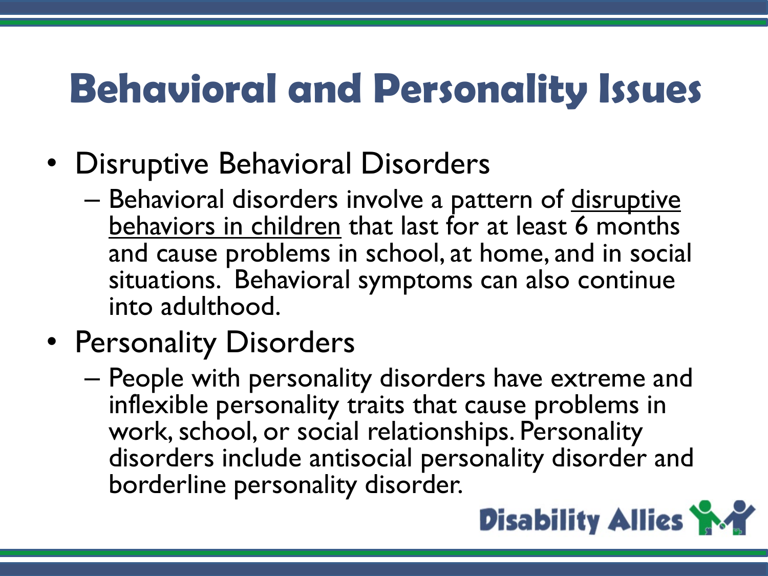# Behavioral and Personality Issues

- Disruptive Behavioral Disorders
  - Behavioral disorders involve a pattern of disruptive behaviors in children that last for at least 6 months and cause problems in school, at home, and in social situations. Behavioral symptoms can also continue into adulthood.
- Personality Disorders
  - People with personality disorders have extreme and inflexible personality traits that cause problems in work, school, or social relationships. Personality disorders include antisocial personality disorder and borderline personality disorder.

Disability Allies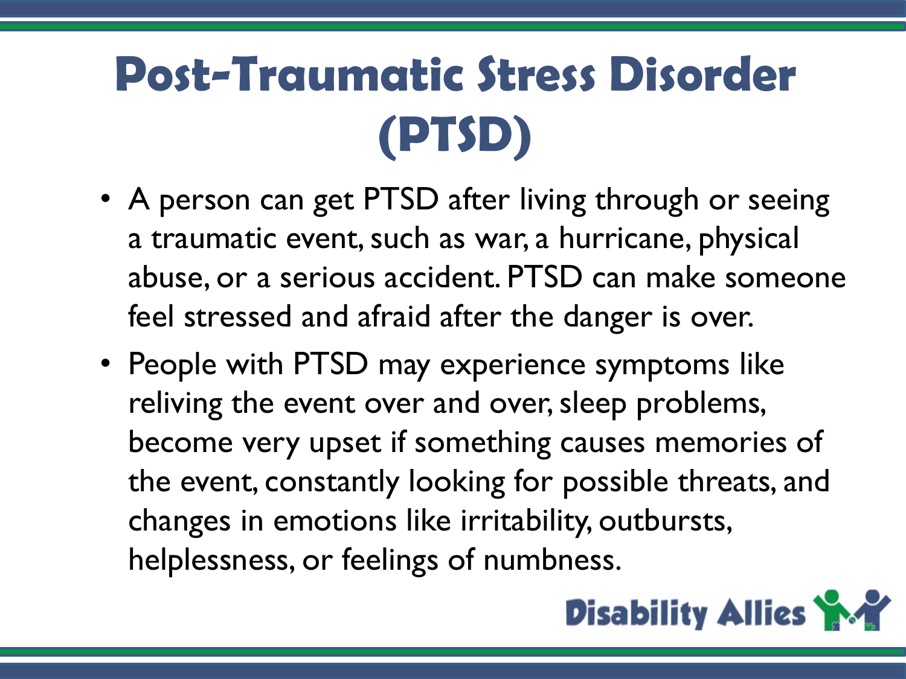# Post-Traumatic Stress Disorder (PTSD)

- A person can get PTSD after living through or seeing a traumatic event, such as war, a hurricane, physical abuse, or a serious accident. PTSD can make someone feel stressed and afraid after the danger is over.
- People with PTSD may experience symptoms like reliving the event over and over, sleep problems, become very upset if something causes memories of the event, constantly looking for possible threats, and changes in emotions like irritability, outbursts, helplessness, or feelings of numbness.

Disability Allies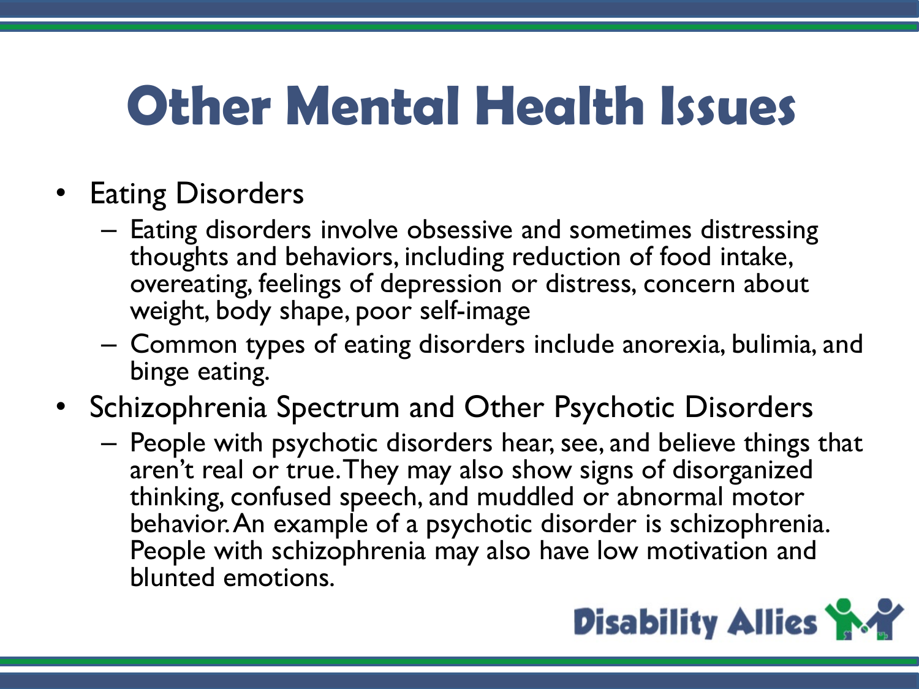# Other Mental Health Issues

- Eating Disorders
  - Eating disorders involve obsessive and sometimes distressing thoughts and behaviors, including reduction of food intake, overeating, feelings of depression or distress, concern about weight, body shape, poor self-image
  - Common types of eating disorders include anorexia, bulimia, and binge eating.
- Schizophrenia Spectrum and Other Psychotic Disorders
  - People with psychotic disorders hear, see, and believe things that aren't real or true. They may also show signs of disorganized thinking, confused speech, and muddled or abnormal motor behavior. An example of a psychotic disorder is schizophrenia. People with schizophrenia may also have low motivation and blunted emotions.

Disability Allies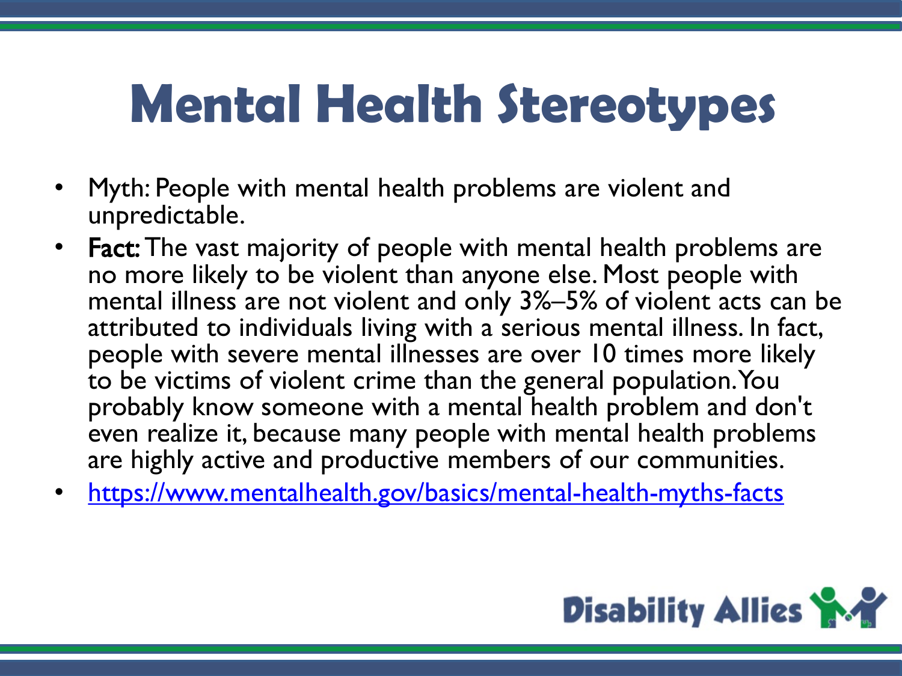# Mental Health Stereotypes

- Myth: People with mental health problems are violent and unpredictable.
- **Fact:** The vast majority of people with mental health problems are no more likely to be violent than anyone else. Most people with mental illness are not violent and only 3%–5% of violent acts can be attributed to individuals living with a serious mental illness. In fact, people with severe mental illnesses are over 10 times more likely to be victims of violent crime than the general population. You probably know someone with a mental health problem and don't even realize it, because many people with mental health problems are highly active and productive members of our communities.
- https://www.mentalhealth.gov/basics/mental-health-myths-facts

Disability Allies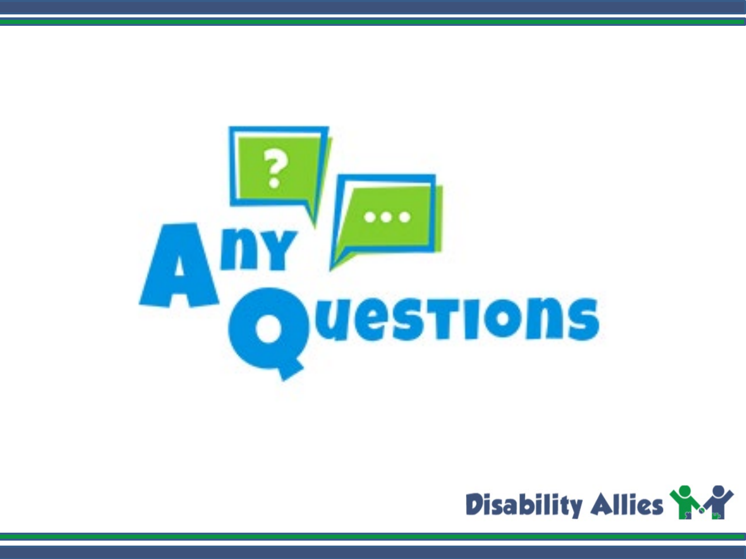# Any Questions

Disability Allies